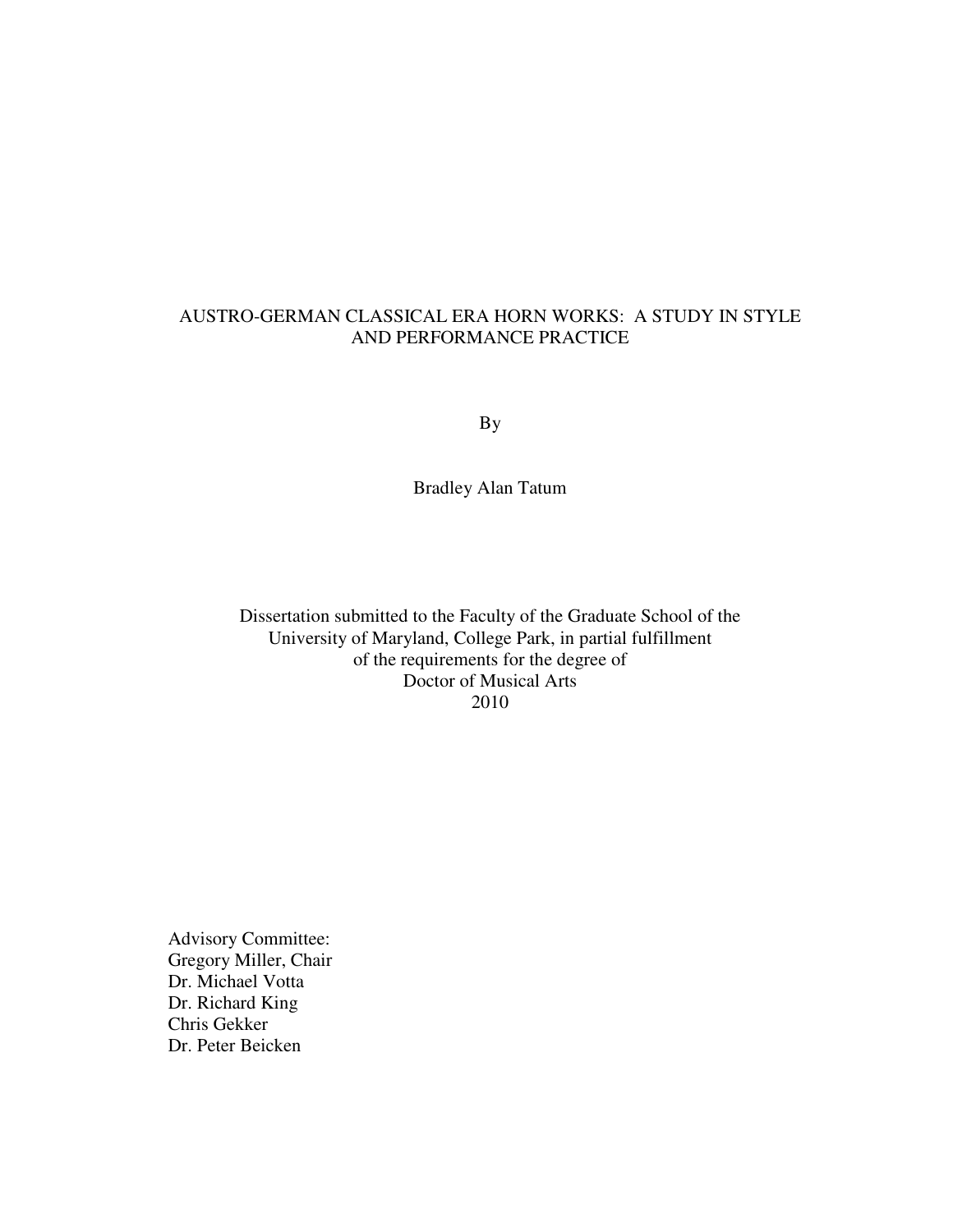# AUSTRO-GERMAN CLASSICAL ERA HORN WORKS: A STUDY IN STYLE AND PERFORMANCE PRACTICE

By

Bradley Alan Tatum

Dissertation submitted to the Faculty of the Graduate School of the
University of Maryland, College Park, in partial fulfillment
of the requirements for the degree of
Doctor of Musical Arts
2010

Advisory Committee:
Gregory Miller, Chair
Dr. Michael Votta
Dr. Richard King
Chris Gekker
Dr. Peter Beicken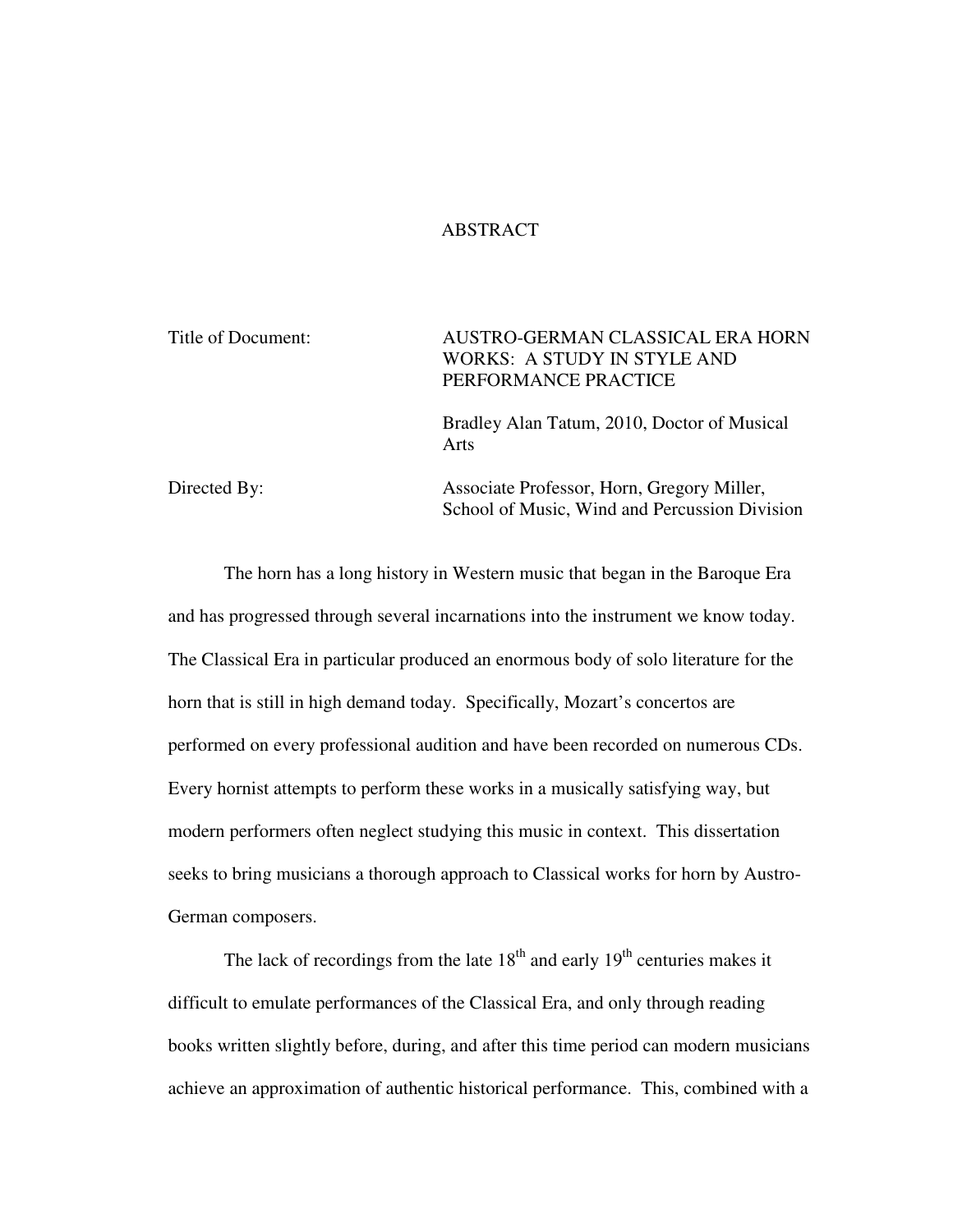# ABSTRACT

| | |
|---|---|
| Title of Document: | AUSTRO-GERMAN CLASSICAL ERA HORN WORKS: A STUDY IN STYLE AND PERFORMANCE PRACTICE |
| | Bradley Alan Tatum, 2010, Doctor of Musical Arts |
| Directed By: | Associate Professor, Horn, Gregory Miller, School of Music, Wind and Percussion Division |

The horn has a long history in Western music that began in the Baroque Era and has progressed through several incarnations into the instrument we know today. The Classical Era in particular produced an enormous body of solo literature for the horn that is still in high demand today. Specifically, Mozart's concertos are performed on every professional audition and have been recorded on numerous CDs. Every hornist attempts to perform these works in a musically satisfying way, but modern performers often neglect studying this music in context. This dissertation seeks to bring musicians a thorough approach to Classical works for horn by Austro-German composers.

The lack of recordings from the late 18th and early 19th centuries makes it difficult to emulate performances of the Classical Era, and only through reading books written slightly before, during, and after this time period can modern musicians achieve an approximation of authentic historical performance. This, combined with a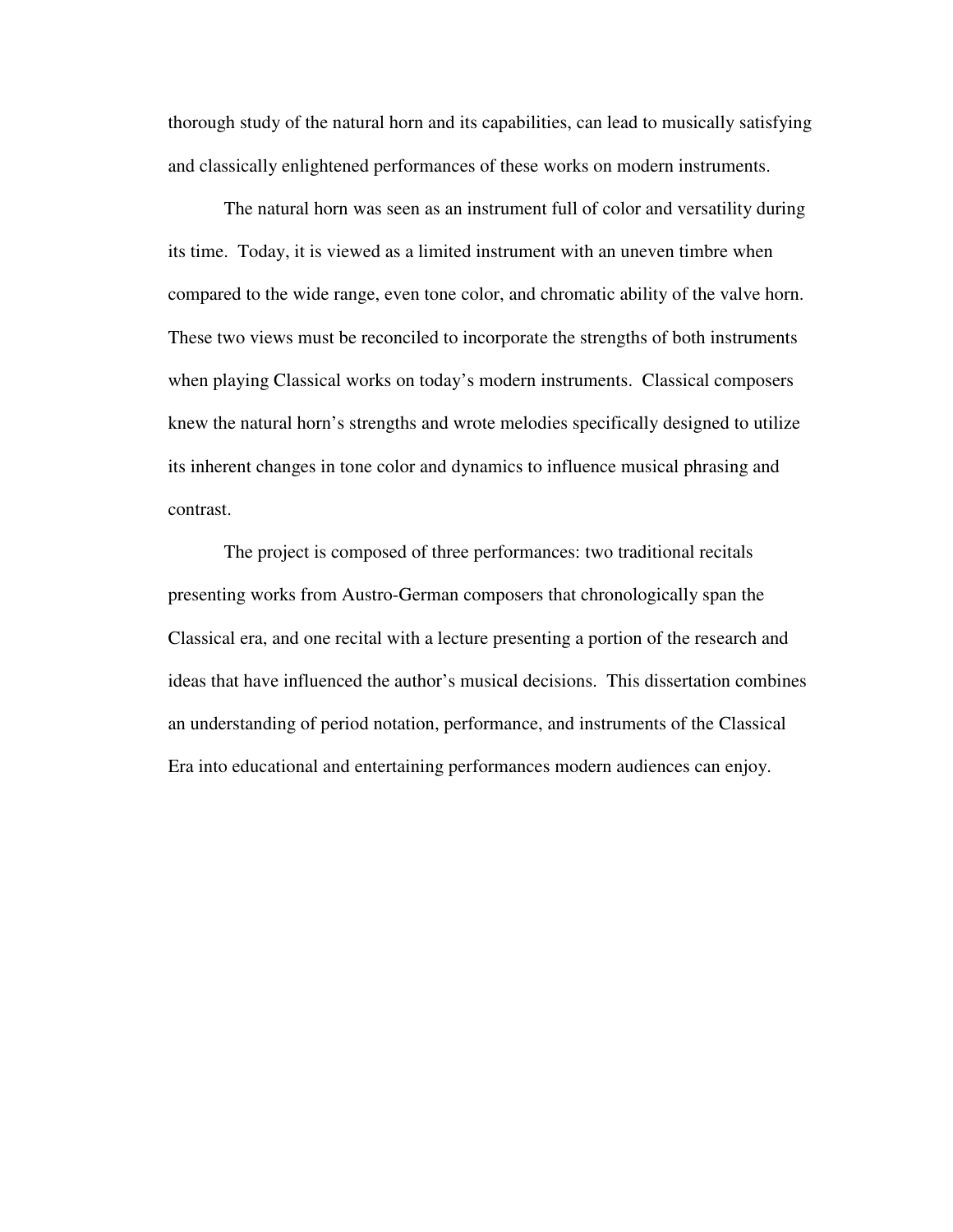thorough study of the natural horn and its capabilities, can lead to musically satisfying and classically enlightened performances of these works on modern instruments.

The natural horn was seen as an instrument full of color and versatility during its time. Today, it is viewed as a limited instrument with an uneven timbre when compared to the wide range, even tone color, and chromatic ability of the valve horn. These two views must be reconciled to incorporate the strengths of both instruments when playing Classical works on today's modern instruments. Classical composers knew the natural horn's strengths and wrote melodies specifically designed to utilize its inherent changes in tone color and dynamics to influence musical phrasing and contrast.

The project is composed of three performances: two traditional recitals presenting works from Austro-German composers that chronologically span the Classical era, and one recital with a lecture presenting a portion of the research and ideas that have influenced the author's musical decisions. This dissertation combines an understanding of period notation, performance, and instruments of the Classical Era into educational and entertaining performances modern audiences can enjoy.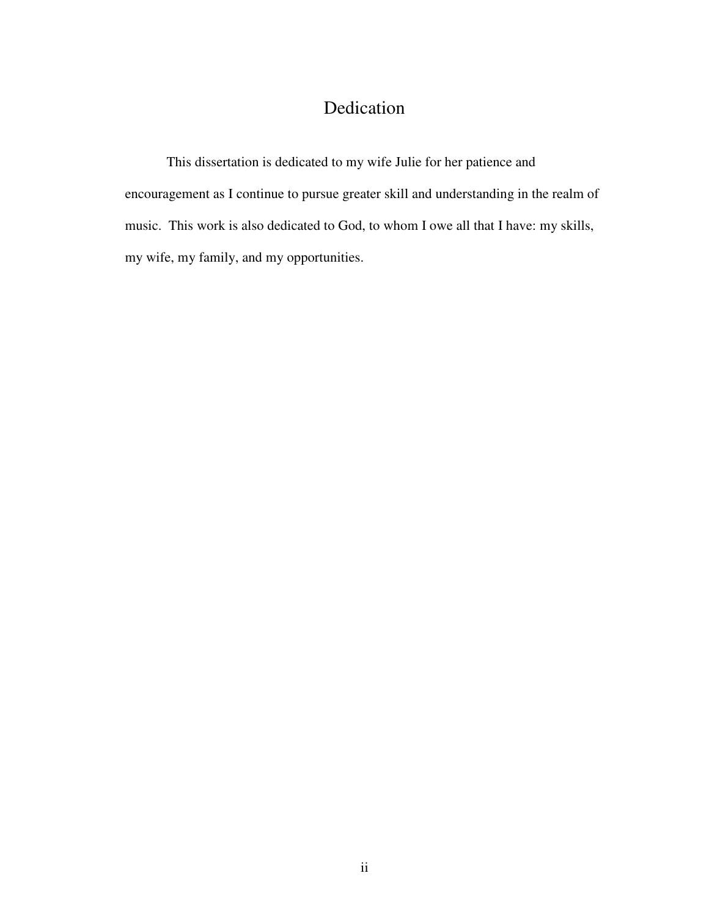# Dedication

This dissertation is dedicated to my wife Julie for her patience and encouragement as I continue to pursue greater skill and understanding in the realm of music. This work is also dedicated to God, to whom I owe all that I have: my skills, my wife, my family, and my opportunities.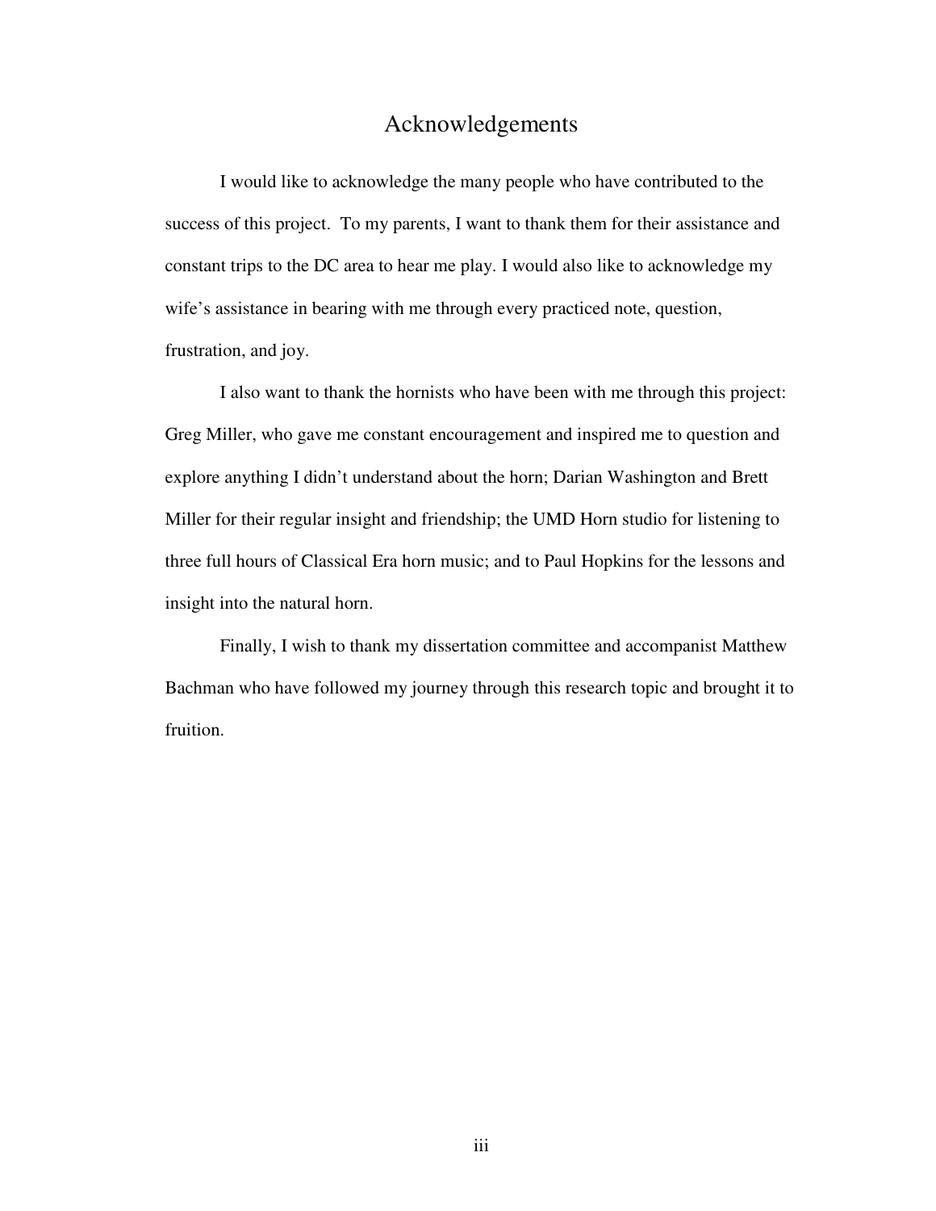# Acknowledgements

I would like to acknowledge the many people who have contributed to the success of this project. To my parents, I want to thank them for their assistance and constant trips to the DC area to hear me play. I would also like to acknowledge my wife's assistance in bearing with me through every practiced note, question, frustration, and joy.

I also want to thank the hornists who have been with me through this project: Greg Miller, who gave me constant encouragement and inspired me to question and explore anything I didn't understand about the horn; Darian Washington and Brett Miller for their regular insight and friendship; the UMD Horn studio for listening to three full hours of Classical Era horn music; and to Paul Hopkins for the lessons and insight into the natural horn.

Finally, I wish to thank my dissertation committee and accompanist Matthew Bachman who have followed my journey through this research topic and brought it to fruition.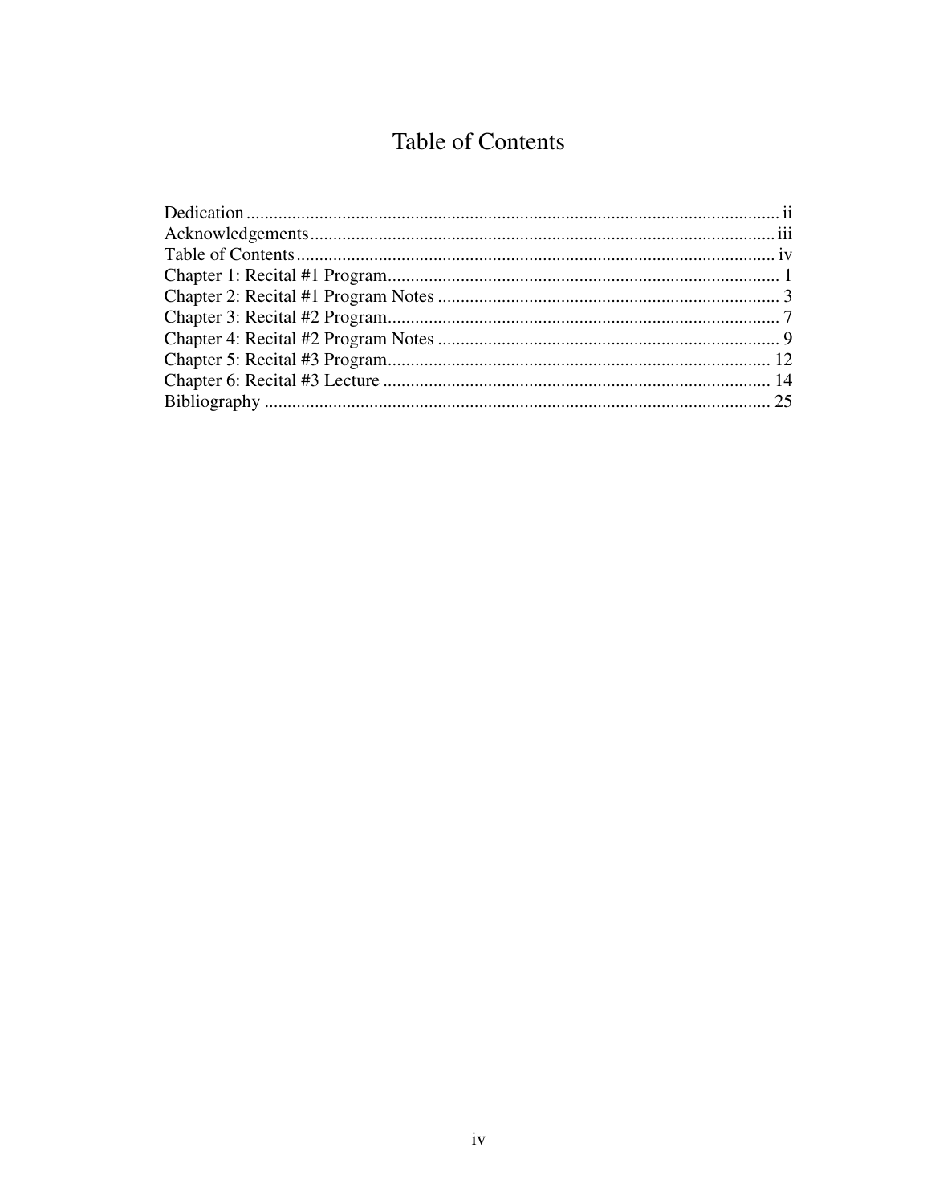# Table of Contents

Dedication ..................................................................................................................... ii
Acknowledgements ..................................................................................................... iii
Table of Contents ......................................................................................................... iv
Chapter 1: Recital #1 Program ..................................................................................... 1
Chapter 2: Recital #1 Program Notes .......................................................................... 3
Chapter 3: Recital #2 Program ..................................................................................... 7
Chapter 4: Recital #2 Program Notes .......................................................................... 9
Chapter 5: Recital #3 Program ................................................................................... 12
Chapter 6: Recital #3 Lecture .................................................................................... 14
Bibliography .............................................................................................................. 25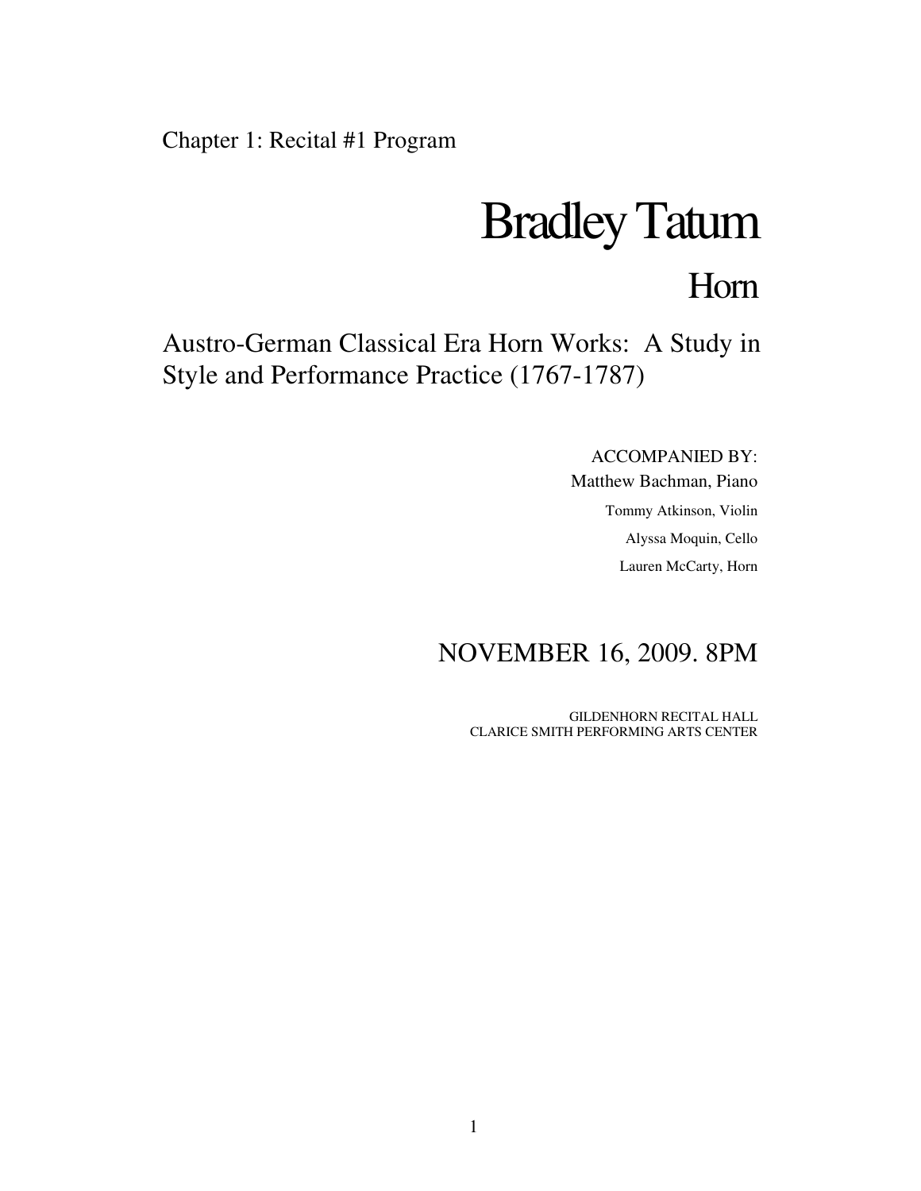Chapter 1: Recital #1 Program

# Bradley Tatum

## Horn

### Austro-German Classical Era Horn Works: A Study in Style and Performance Practice (1767-1787)

ACCOMPANIED BY:
Matthew Bachman, Piano
Tommy Atkinson, Violin
Alyssa Moquin, Cello
Lauren McCarty, Horn

NOVEMBER 16, 2009. 8PM

GILDENHORN RECITAL HALL
CLARICE SMITH PERFORMING ARTS CENTER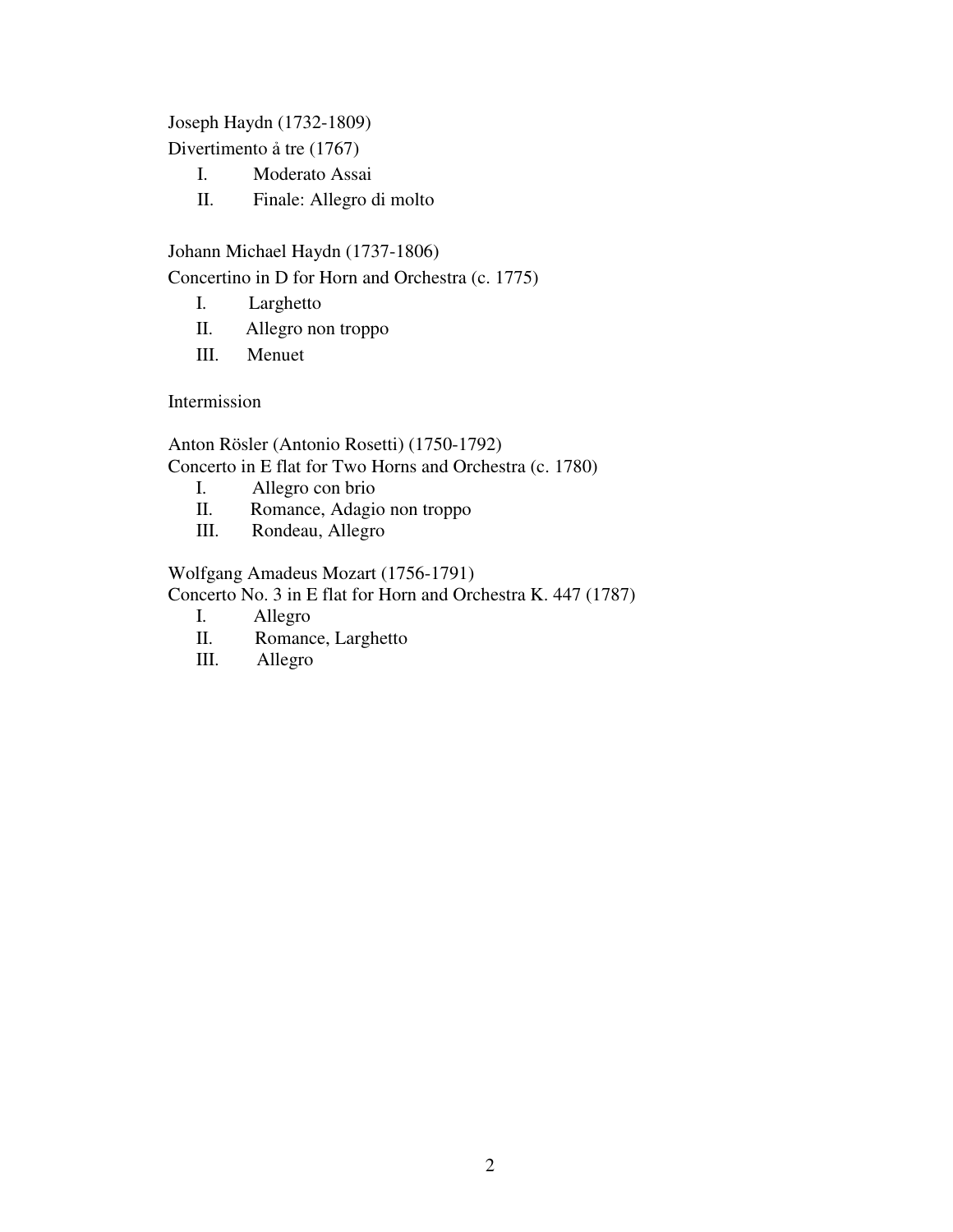Joseph Haydn (1732-1809)
Divertimento à tre (1767)

I. Moderato Assai
II. Finale: Allegro di molto

Johann Michael Haydn (1737-1806)
Concertino in D for Horn and Orchestra (c. 1775)

I. Larghetto
II. Allegro non troppo
III. Menuet

Intermission

Anton Rösler (Antonio Rosetti) (1750-1792)
Concerto in E flat for Two Horns and Orchestra (c. 1780)

I. Allegro con brio
II. Romance, Adagio non troppo
III. Rondeau, Allegro

Wolfgang Amadeus Mozart (1756-1791)
Concerto No. 3 in E flat for Horn and Orchestra K. 447 (1787)

I. Allegro
II. Romance, Larghetto
III. Allegro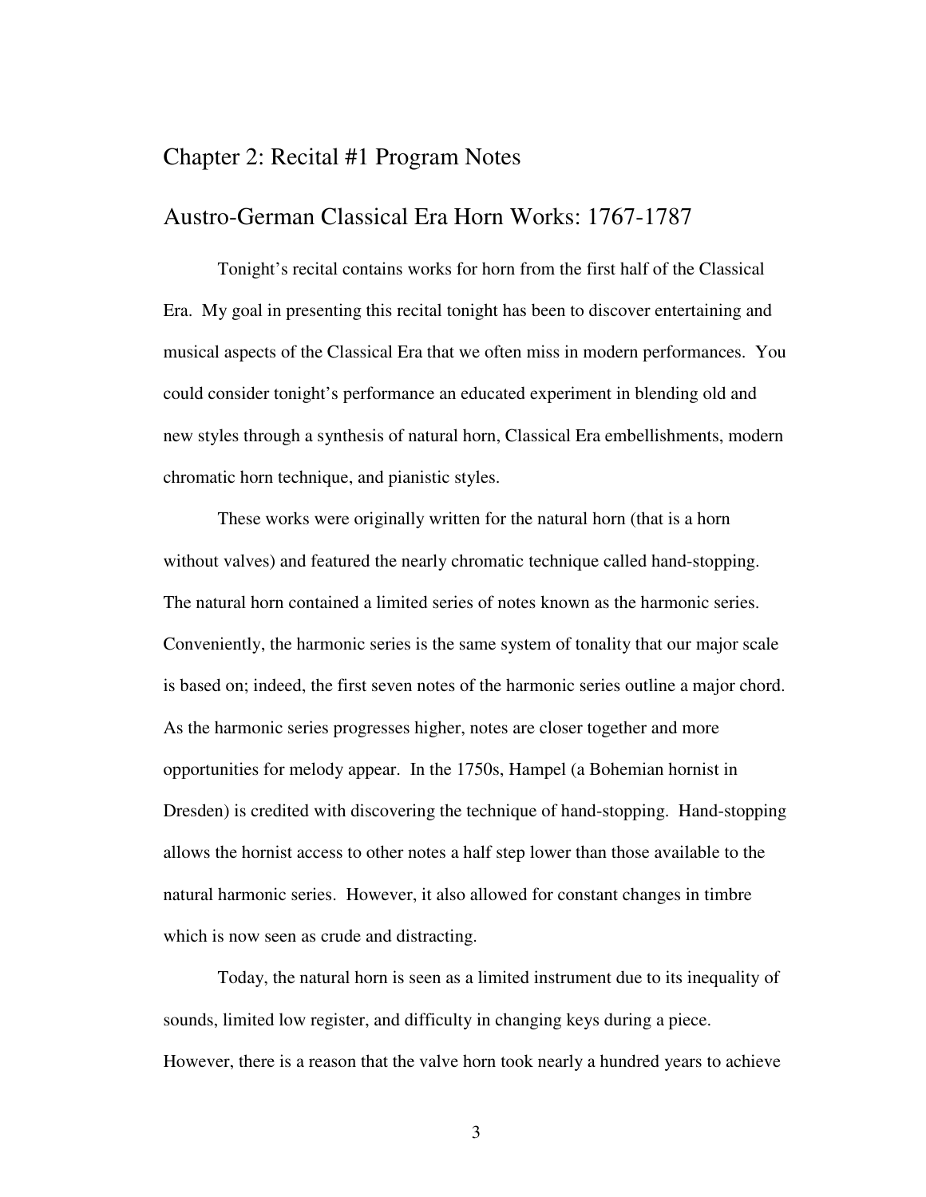# Chapter 2: Recital #1 Program Notes

## Austro-German Classical Era Horn Works: 1767-1787

Tonight's recital contains works for horn from the first half of the Classical Era. My goal in presenting this recital tonight has been to discover entertaining and musical aspects of the Classical Era that we often miss in modern performances. You could consider tonight's performance an educated experiment in blending old and new styles through a synthesis of natural horn, Classical Era embellishments, modern chromatic horn technique, and pianistic styles.

These works were originally written for the natural horn (that is a horn without valves) and featured the nearly chromatic technique called hand-stopping. The natural horn contained a limited series of notes known as the harmonic series. Conveniently, the harmonic series is the same system of tonality that our major scale is based on; indeed, the first seven notes of the harmonic series outline a major chord. As the harmonic series progresses higher, notes are closer together and more opportunities for melody appear. In the 1750s, Hampel (a Bohemian hornist in Dresden) is credited with discovering the technique of hand-stopping. Hand-stopping allows the hornist access to other notes a half step lower than those available to the natural harmonic series. However, it also allowed for constant changes in timbre which is now seen as crude and distracting.

Today, the natural horn is seen as a limited instrument due to its inequality of sounds, limited low register, and difficulty in changing keys during a piece. However, there is a reason that the valve horn took nearly a hundred years to achieve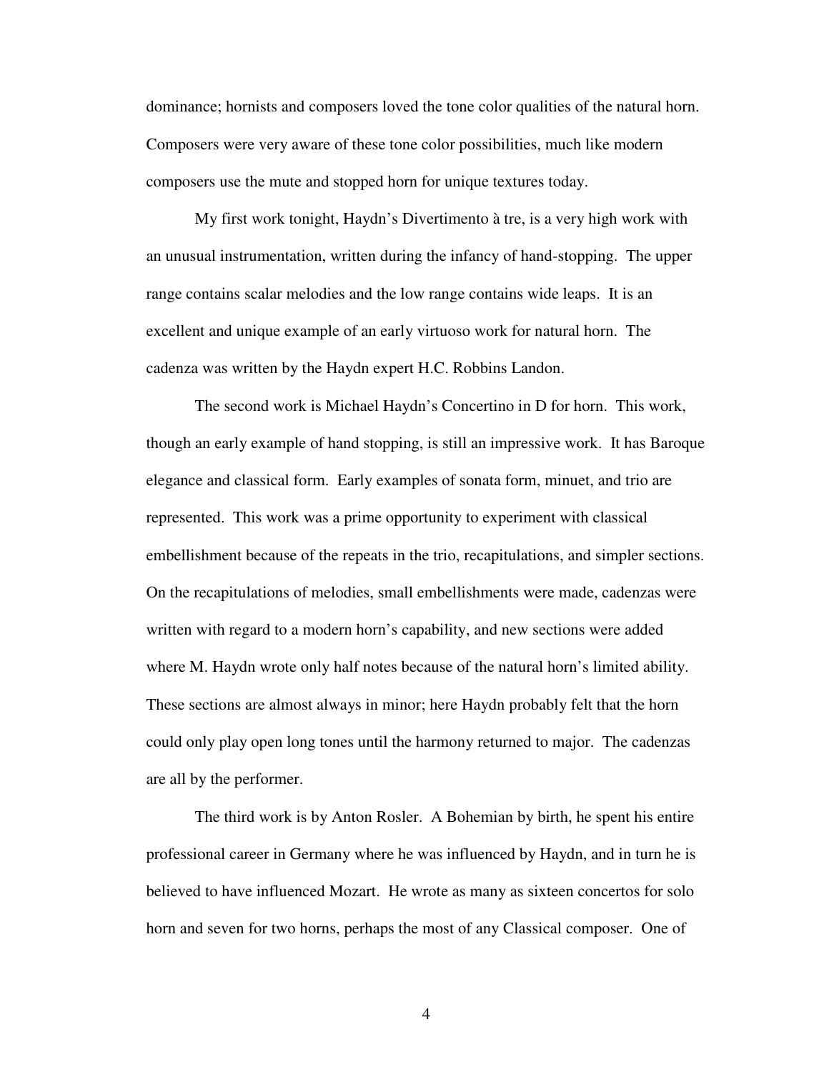dominance; hornists and composers loved the tone color qualities of the natural horn. Composers were very aware of these tone color possibilities, much like modern composers use the mute and stopped horn for unique textures today.

My first work tonight, Haydn's Divertimento à tre, is a very high work with an unusual instrumentation, written during the infancy of hand-stopping. The upper range contains scalar melodies and the low range contains wide leaps. It is an excellent and unique example of an early virtuoso work for natural horn. The cadenza was written by the Haydn expert H.C. Robbins Landon.

The second work is Michael Haydn's Concertino in D for horn. This work, though an early example of hand stopping, is still an impressive work. It has Baroque elegance and classical form. Early examples of sonata form, minuet, and trio are represented. This work was a prime opportunity to experiment with classical embellishment because of the repeats in the trio, recapitulations, and simpler sections. On the recapitulations of melodies, small embellishments were made, cadenzas were written with regard to a modern horn's capability, and new sections were added where M. Haydn wrote only half notes because of the natural horn's limited ability. These sections are almost always in minor; here Haydn probably felt that the horn could only play open long tones until the harmony returned to major. The cadenzas are all by the performer.

The third work is by Anton Rosler. A Bohemian by birth, he spent his entire professional career in Germany where he was influenced by Haydn, and in turn he is believed to have influenced Mozart. He wrote as many as sixteen concertos for solo horn and seven for two horns, perhaps the most of any Classical composer. One of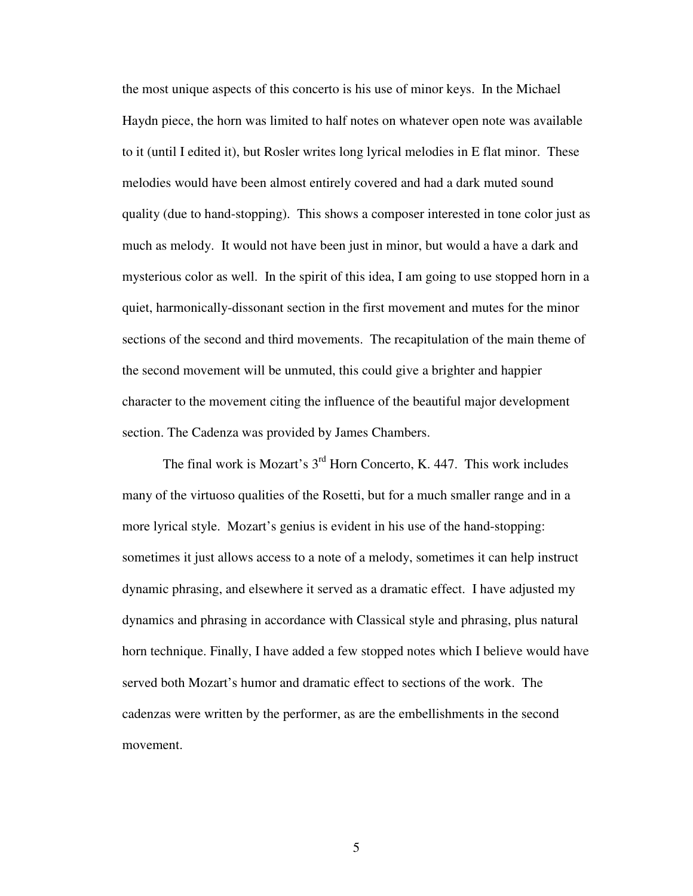the most unique aspects of this concerto is his use of minor keys. In the Michael Haydn piece, the horn was limited to half notes on whatever open note was available to it (until I edited it), but Rosler writes long lyrical melodies in E flat minor. These melodies would have been almost entirely covered and had a dark muted sound quality (due to hand-stopping). This shows a composer interested in tone color just as much as melody. It would not have been just in minor, but would a have a dark and mysterious color as well. In the spirit of this idea, I am going to use stopped horn in a quiet, harmonically-dissonant section in the first movement and mutes for the minor sections of the second and third movements. The recapitulation of the main theme of the second movement will be unmuted, this could give a brighter and happier character to the movement citing the influence of the beautiful major development section. The Cadenza was provided by James Chambers.

The final work is Mozart's 3rd Horn Concerto, K. 447. This work includes many of the virtuoso qualities of the Rosetti, but for a much smaller range and in a more lyrical style. Mozart's genius is evident in his use of the hand-stopping: sometimes it just allows access to a note of a melody, sometimes it can help instruct dynamic phrasing, and elsewhere it served as a dramatic effect. I have adjusted my dynamics and phrasing in accordance with Classical style and phrasing, plus natural horn technique. Finally, I have added a few stopped notes which I believe would have served both Mozart's humor and dramatic effect to sections of the work. The cadenzas were written by the performer, as are the embellishments in the second movement.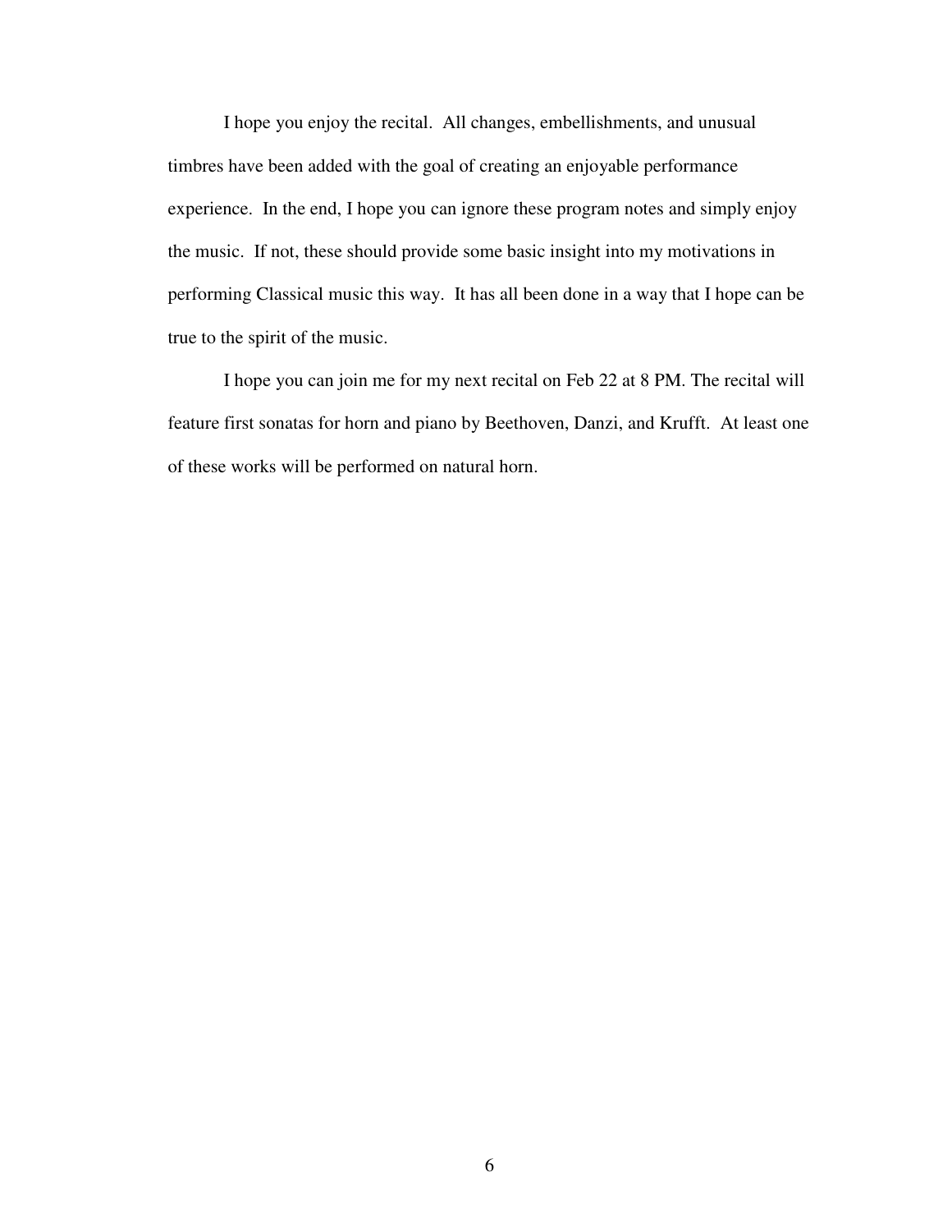I hope you enjoy the recital. All changes, embellishments, and unusual timbres have been added with the goal of creating an enjoyable performance experience. In the end, I hope you can ignore these program notes and simply enjoy the music. If not, these should provide some basic insight into my motivations in performing Classical music this way. It has all been done in a way that I hope can be true to the spirit of the music.

I hope you can join me for my next recital on Feb 22 at 8 PM. The recital will feature first sonatas for horn and piano by Beethoven, Danzi, and Krufft. At least one of these works will be performed on natural horn.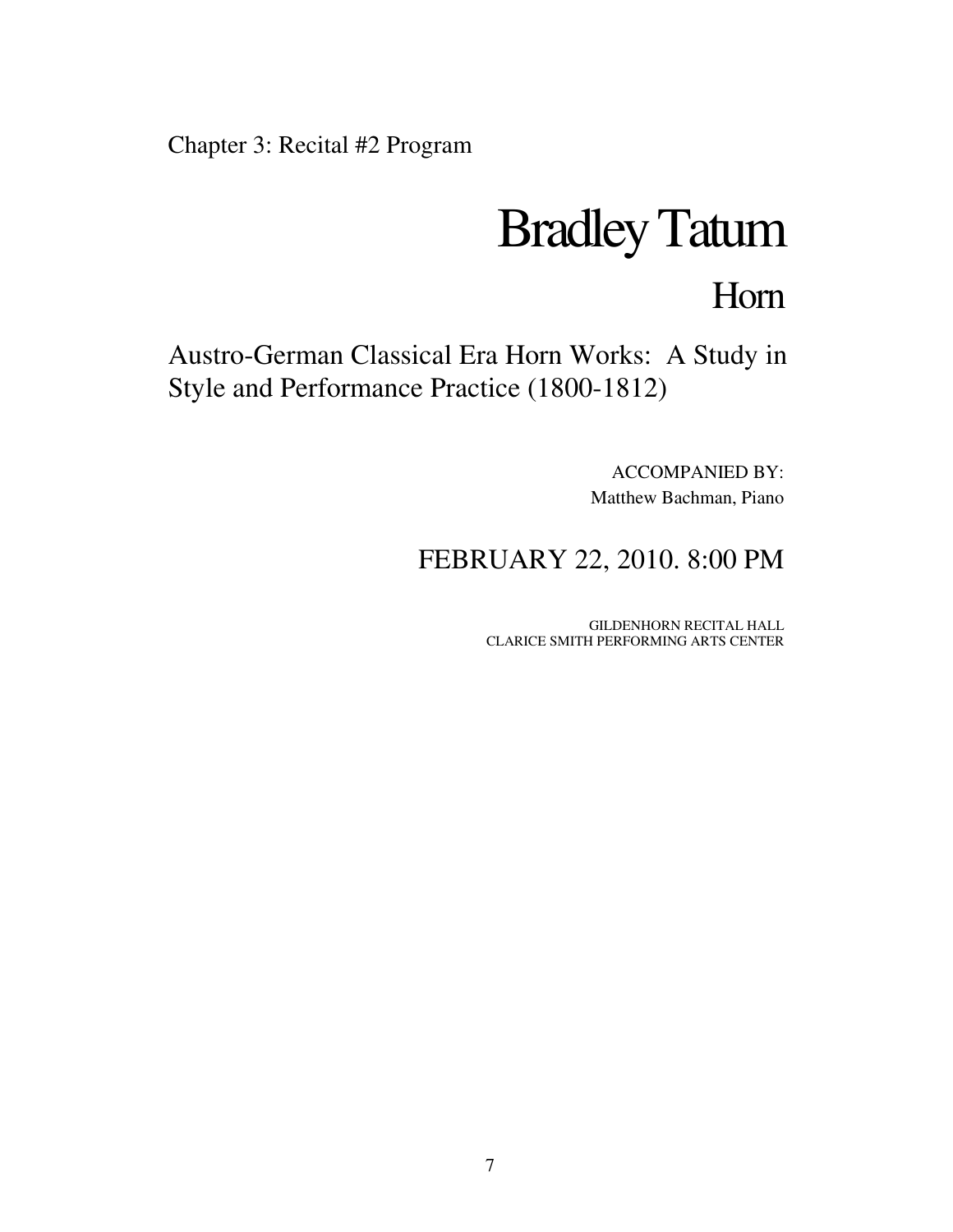Chapter 3: Recital #2 Program

# Bradley Tatum

## Horn

Austro-German Classical Era Horn Works: A Study in Style and Performance Practice (1800-1812)

ACCOMPANIED BY:
Matthew Bachman, Piano

FEBRUARY 22, 2010. 8:00 PM

GILDENHORN RECITAL HALL
CLARICE SMITH PERFORMING ARTS CENTER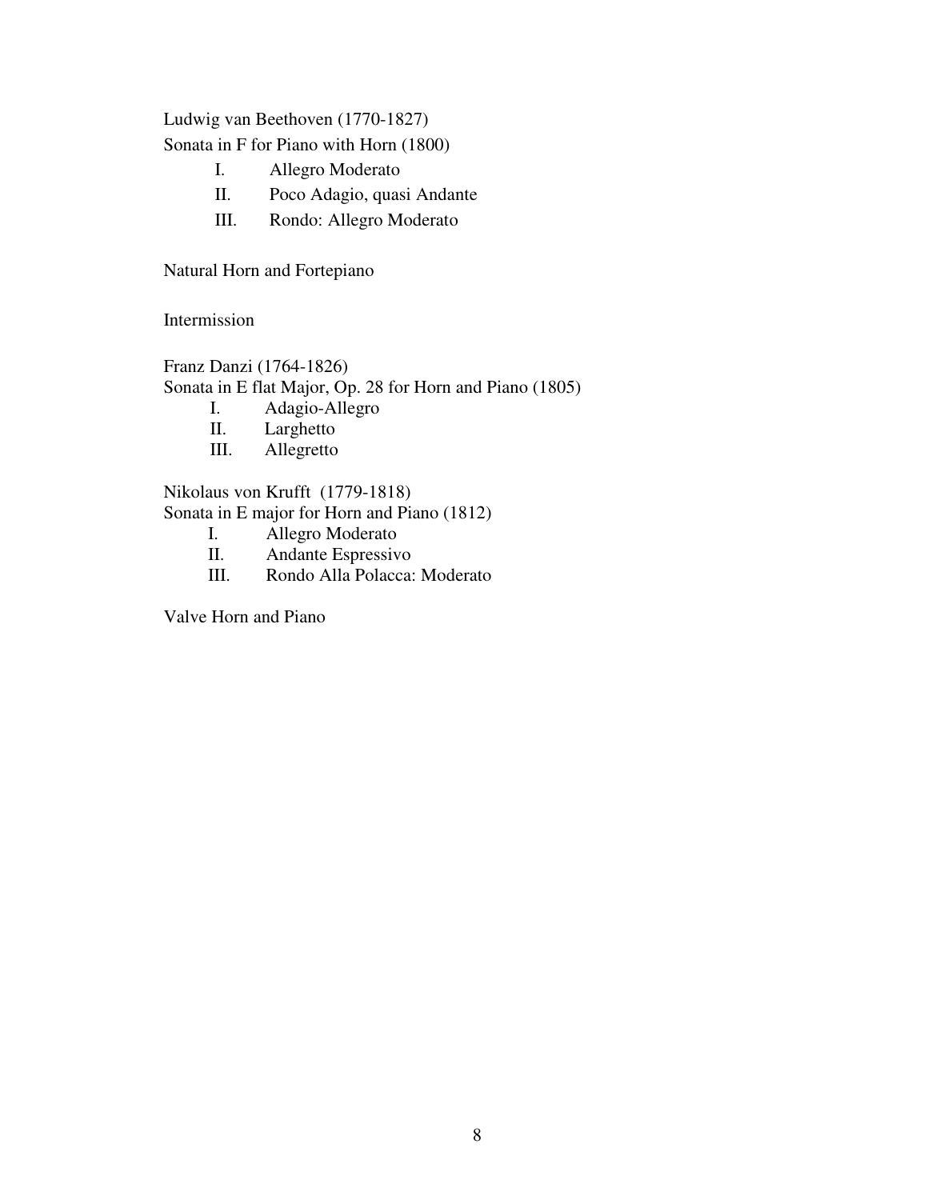Ludwig van Beethoven (1770-1827)
Sonata in F for Piano with Horn (1800)

I. Allegro Moderato
II. Poco Adagio, quasi Andante
III. Rondo: Allegro Moderato

Natural Horn and Fortepiano

Intermission

Franz Danzi (1764-1826)
Sonata in E flat Major, Op. 28 for Horn and Piano (1805)

I. Adagio-Allegro
II. Larghetto
III. Allegretto

Nikolaus von Krufft (1779-1818)
Sonata in E major for Horn and Piano (1812)

I. Allegro Moderato
II. Andante Espressivo
III. Rondo Alla Polacca: Moderato

Valve Horn and Piano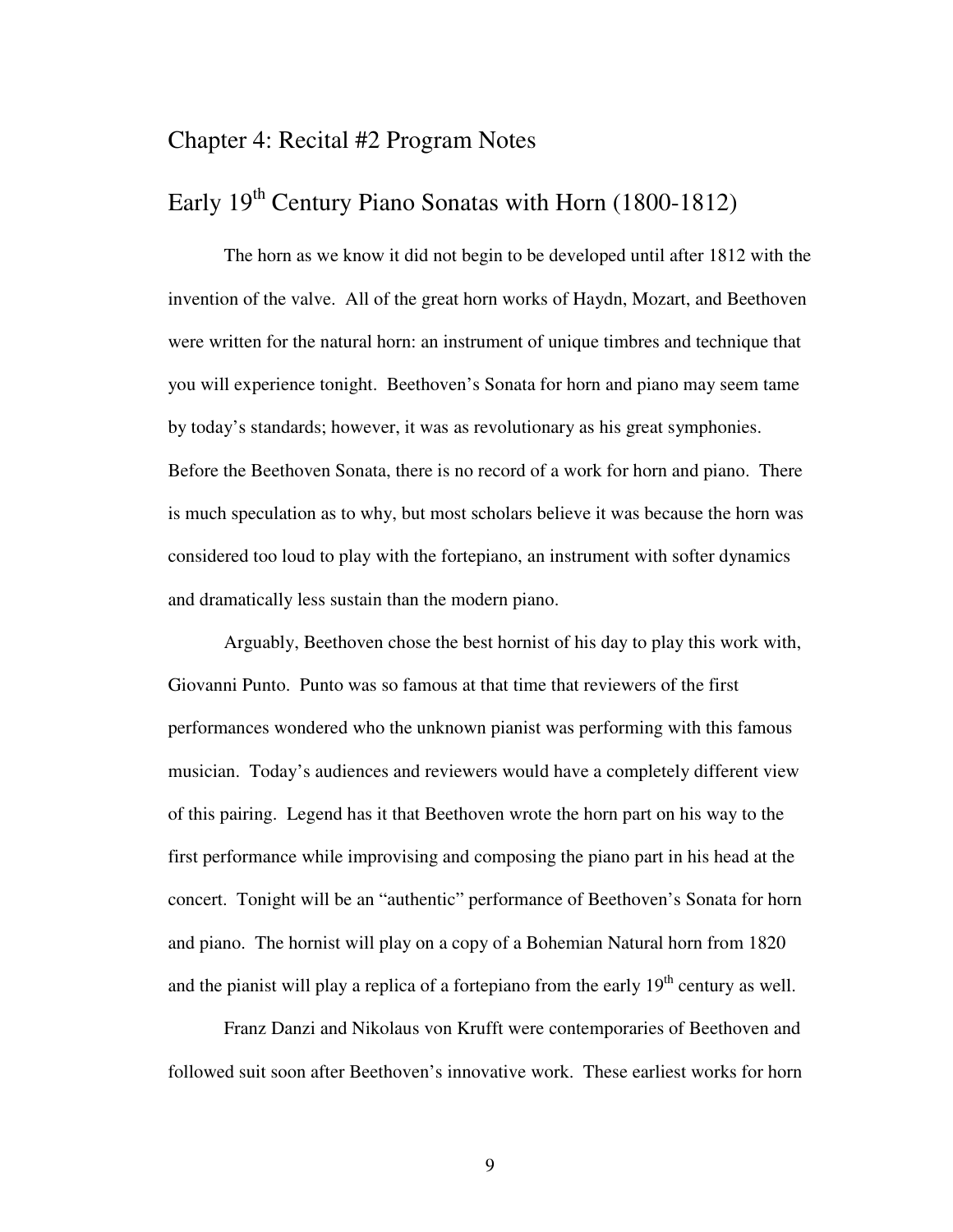# Chapter 4: Recital #2 Program Notes

## Early 19th Century Piano Sonatas with Horn (1800-1812)

The horn as we know it did not begin to be developed until after 1812 with the invention of the valve. All of the great horn works of Haydn, Mozart, and Beethoven were written for the natural horn: an instrument of unique timbres and technique that you will experience tonight. Beethoven's Sonata for horn and piano may seem tame by today's standards; however, it was as revolutionary as his great symphonies. Before the Beethoven Sonata, there is no record of a work for horn and piano. There is much speculation as to why, but most scholars believe it was because the horn was considered too loud to play with the fortepiano, an instrument with softer dynamics and dramatically less sustain than the modern piano.

Arguably, Beethoven chose the best hornist of his day to play this work with, Giovanni Punto. Punto was so famous at that time that reviewers of the first performances wondered who the unknown pianist was performing with this famous musician. Today's audiences and reviewers would have a completely different view of this pairing. Legend has it that Beethoven wrote the horn part on his way to the first performance while improvising and composing the piano part in his head at the concert. Tonight will be an "authentic" performance of Beethoven's Sonata for horn and piano. The hornist will play on a copy of a Bohemian Natural horn from 1820 and the pianist will play a replica of a fortepiano from the early 19th century as well.

Franz Danzi and Nikolaus von Krufft were contemporaries of Beethoven and followed suit soon after Beethoven's innovative work. These earliest works for horn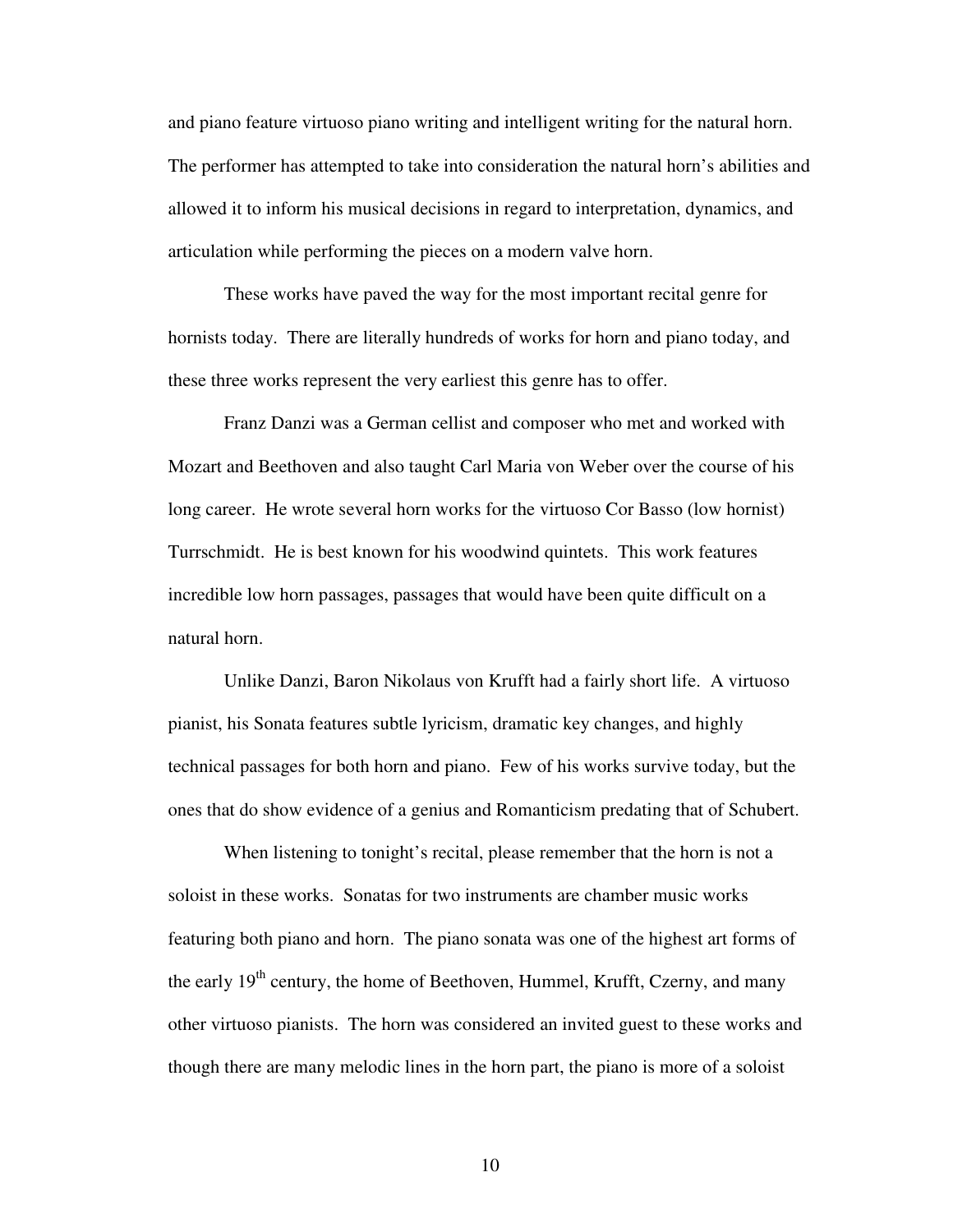and piano feature virtuoso piano writing and intelligent writing for the natural horn. The performer has attempted to take into consideration the natural horn's abilities and allowed it to inform his musical decisions in regard to interpretation, dynamics, and articulation while performing the pieces on a modern valve horn.

These works have paved the way for the most important recital genre for hornists today. There are literally hundreds of works for horn and piano today, and these three works represent the very earliest this genre has to offer.

Franz Danzi was a German cellist and composer who met and worked with Mozart and Beethoven and also taught Carl Maria von Weber over the course of his long career. He wrote several horn works for the virtuoso Cor Basso (low hornist) Turrschmidt. He is best known for his woodwind quintets. This work features incredible low horn passages, passages that would have been quite difficult on a natural horn.

Unlike Danzi, Baron Nikolaus von Krufft had a fairly short life. A virtuoso pianist, his Sonata features subtle lyricism, dramatic key changes, and highly technical passages for both horn and piano. Few of his works survive today, but the ones that do show evidence of a genius and Romanticism predating that of Schubert.

When listening to tonight's recital, please remember that the horn is not a soloist in these works. Sonatas for two instruments are chamber music works featuring both piano and horn. The piano sonata was one of the highest art forms of the early 19th century, the home of Beethoven, Hummel, Krufft, Czerny, and many other virtuoso pianists. The horn was considered an invited guest to these works and though there are many melodic lines in the horn part, the piano is more of a soloist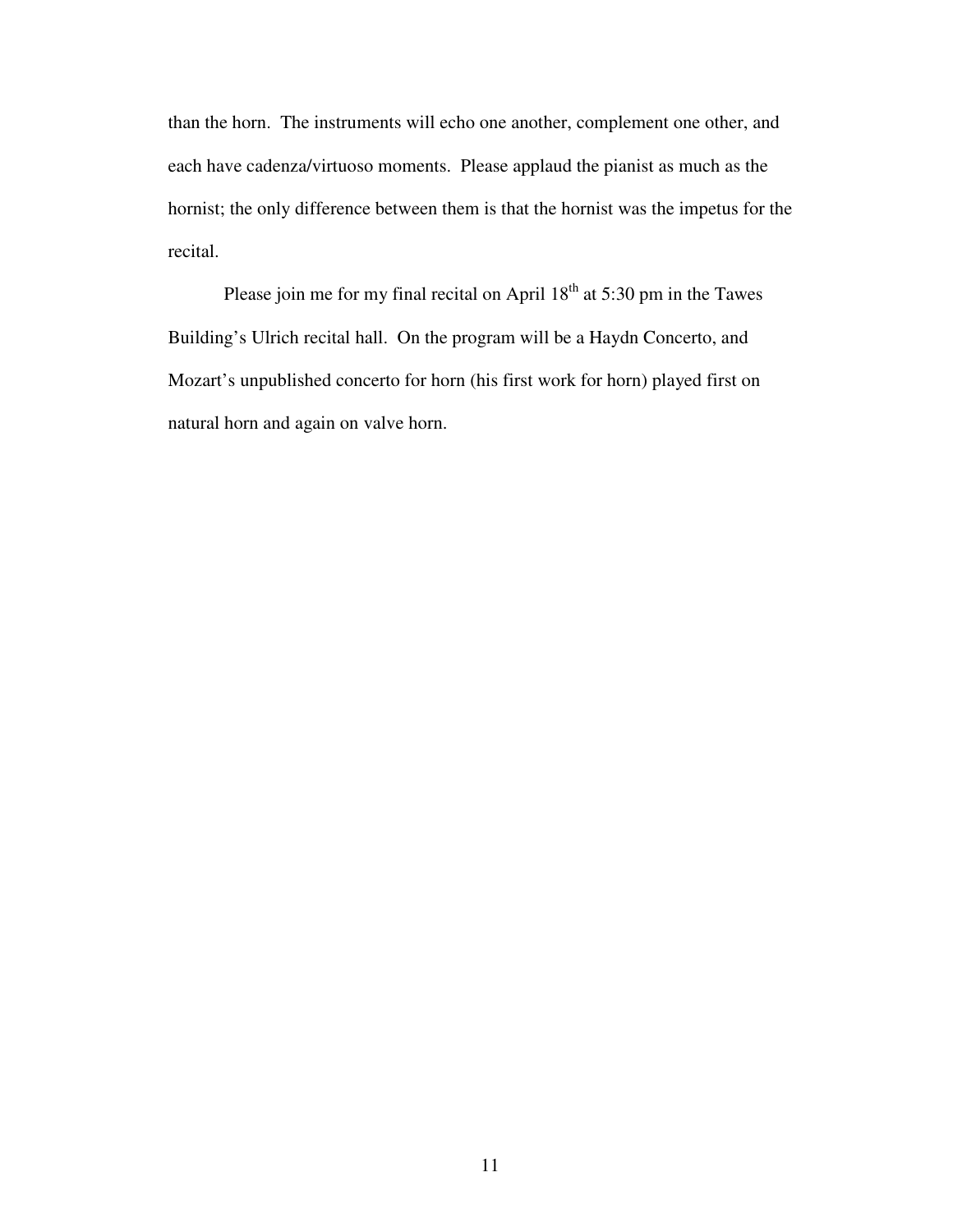than the horn. The instruments will echo one another, complement one other, and each have cadenza/virtuoso moments. Please applaud the pianist as much as the hornist; the only difference between them is that the hornist was the impetus for the recital.

Please join me for my final recital on April 18th at 5:30 pm in the Tawes Building's Ulrich recital hall. On the program will be a Haydn Concerto, and Mozart's unpublished concerto for horn (his first work for horn) played first on natural horn and again on valve horn.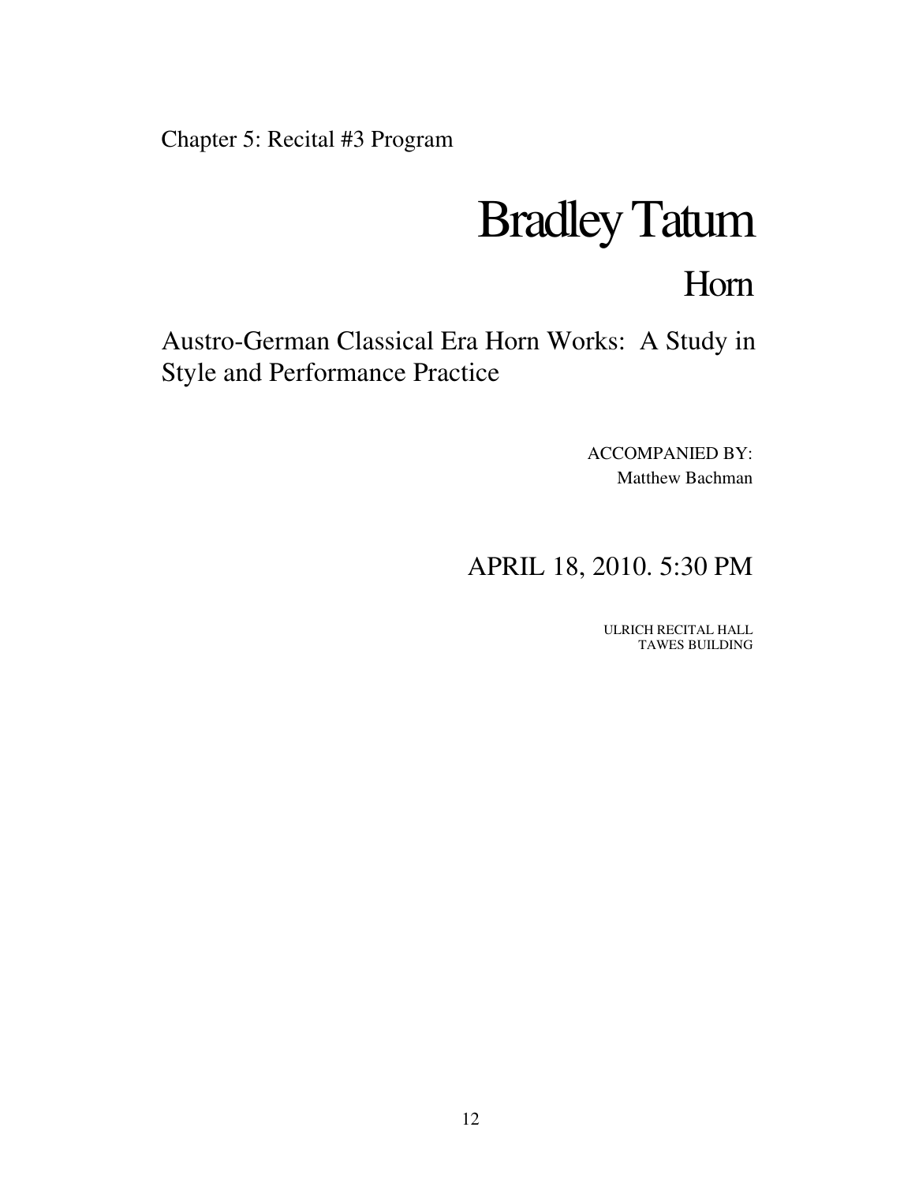Chapter 5: Recital #3 Program

# Bradley Tatum

## Horn

Austro-German Classical Era Horn Works: A Study in Style and Performance Practice

ACCOMPANIED BY:
Matthew Bachman

APRIL 18, 2010. 5:30 PM

ULRICH RECITAL HALL
TAWES BUILDING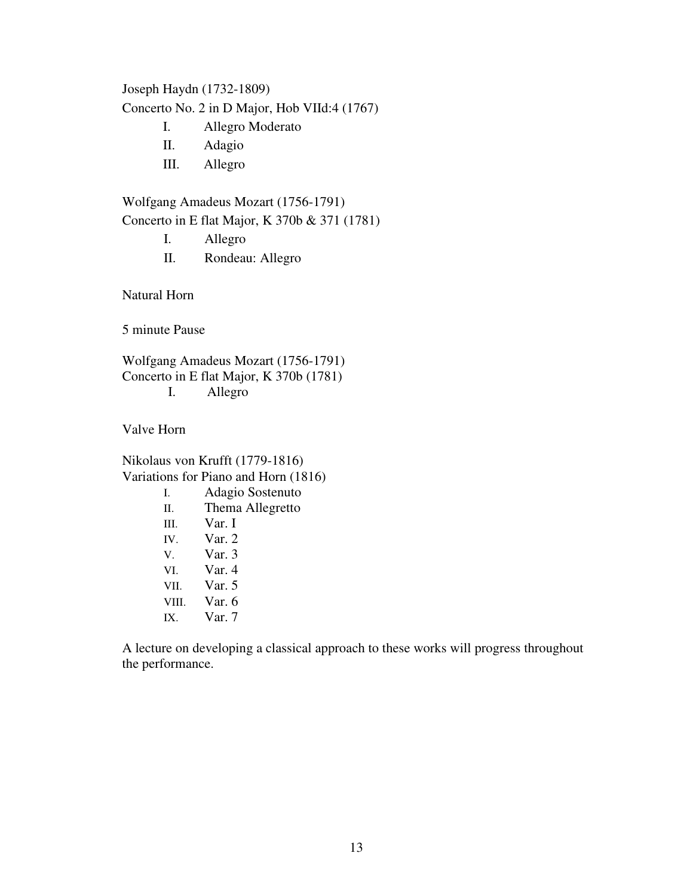Joseph Haydn (1732-1809)
Concerto No. 2 in D Major, Hob VIId:4 (1767)

I. Allegro Moderato
II. Adagio
III. Allegro

Wolfgang Amadeus Mozart (1756-1791)
Concerto in E flat Major, K 370b & 371 (1781)

I. Allegro
II. Rondeau: Allegro

Natural Horn

5 minute Pause

Wolfgang Amadeus Mozart (1756-1791)
Concerto in E flat Major, K 370b (1781)

I. Allegro

Valve Horn

Nikolaus von Krufft (1779-1816)
Variations for Piano and Horn (1816)

I. Adagio Sostenuto
II. Thema Allegretto
III. Var. I
IV. Var. 2
V. Var. 3
VI. Var. 4
VII. Var. 5
VIII. Var. 6
IX. Var. 7

A lecture on developing a classical approach to these works will progress throughout the performance.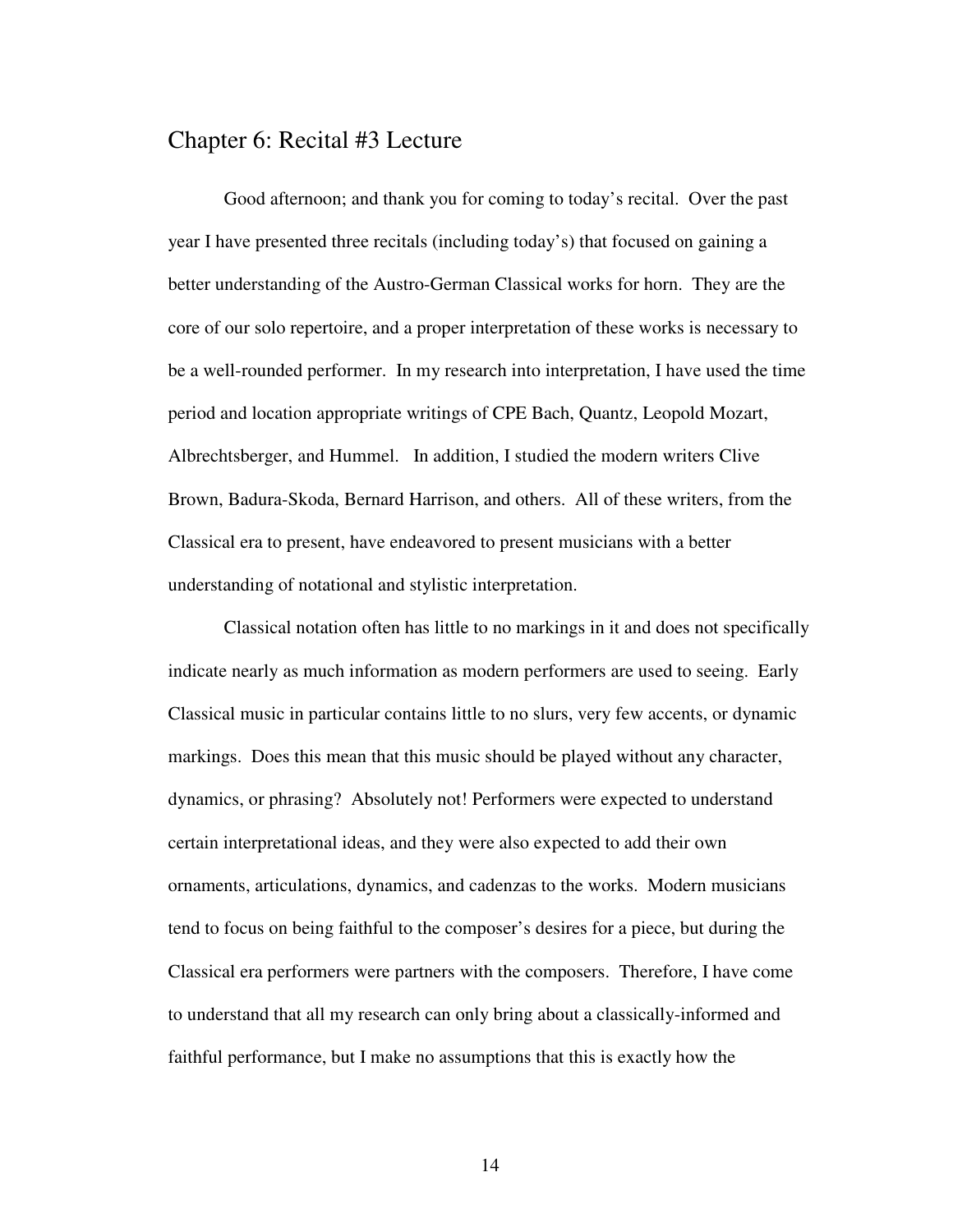# Chapter 6: Recital #3 Lecture

Good afternoon; and thank you for coming to today's recital. Over the past year I have presented three recitals (including today's) that focused on gaining a better understanding of the Austro-German Classical works for horn. They are the core of our solo repertoire, and a proper interpretation of these works is necessary to be a well-rounded performer. In my research into interpretation, I have used the time period and location appropriate writings of CPE Bach, Quantz, Leopold Mozart, Albrechtsberger, and Hummel. In addition, I studied the modern writers Clive Brown, Badura-Skoda, Bernard Harrison, and others. All of these writers, from the Classical era to present, have endeavored to present musicians with a better understanding of notational and stylistic interpretation.

Classical notation often has little to no markings in it and does not specifically indicate nearly as much information as modern performers are used to seeing. Early Classical music in particular contains little to no slurs, very few accents, or dynamic markings. Does this mean that this music should be played without any character, dynamics, or phrasing? Absolutely not! Performers were expected to understand certain interpretational ideas, and they were also expected to add their own ornaments, articulations, dynamics, and cadenzas to the works. Modern musicians tend to focus on being faithful to the composer's desires for a piece, but during the Classical era performers were partners with the composers. Therefore, I have come to understand that all my research can only bring about a classically-informed and faithful performance, but I make no assumptions that this is exactly how the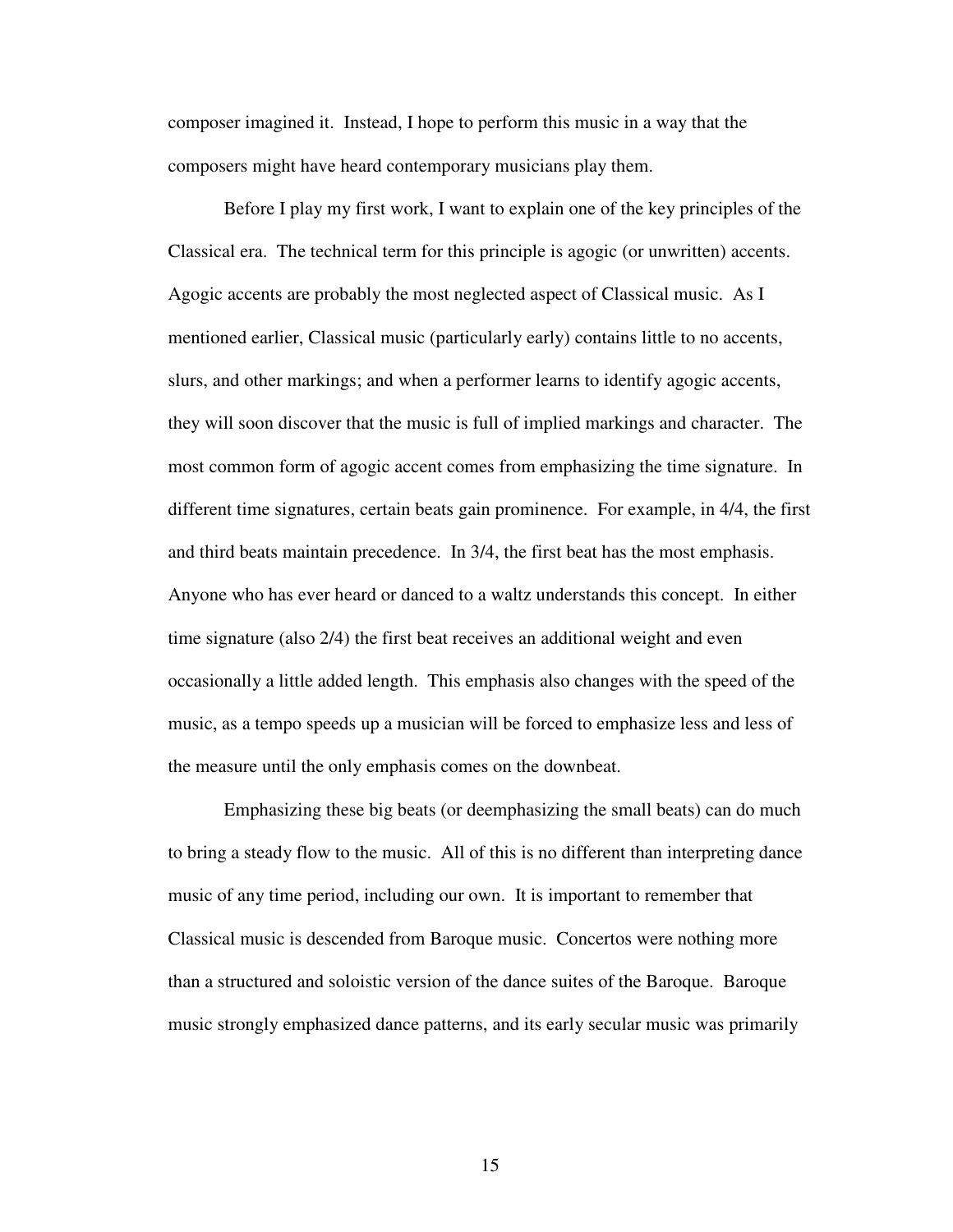composer imagined it. Instead, I hope to perform this music in a way that the composers might have heard contemporary musicians play them.

Before I play my first work, I want to explain one of the key principles of the Classical era. The technical term for this principle is agogic (or unwritten) accents. Agogic accents are probably the most neglected aspect of Classical music. As I mentioned earlier, Classical music (particularly early) contains little to no accents, slurs, and other markings; and when a performer learns to identify agogic accents, they will soon discover that the music is full of implied markings and character. The most common form of agogic accent comes from emphasizing the time signature. In different time signatures, certain beats gain prominence. For example, in 4/4, the first and third beats maintain precedence. In 3/4, the first beat has the most emphasis. Anyone who has ever heard or danced to a waltz understands this concept. In either time signature (also 2/4) the first beat receives an additional weight and even occasionally a little added length. This emphasis also changes with the speed of the music, as a tempo speeds up a musician will be forced to emphasize less and less of the measure until the only emphasis comes on the downbeat.

Emphasizing these big beats (or deemphasizing the small beats) can do much to bring a steady flow to the music. All of this is no different than interpreting dance music of any time period, including our own. It is important to remember that Classical music is descended from Baroque music. Concertos were nothing more than a structured and soloistic version of the dance suites of the Baroque. Baroque music strongly emphasized dance patterns, and its early secular music was primarily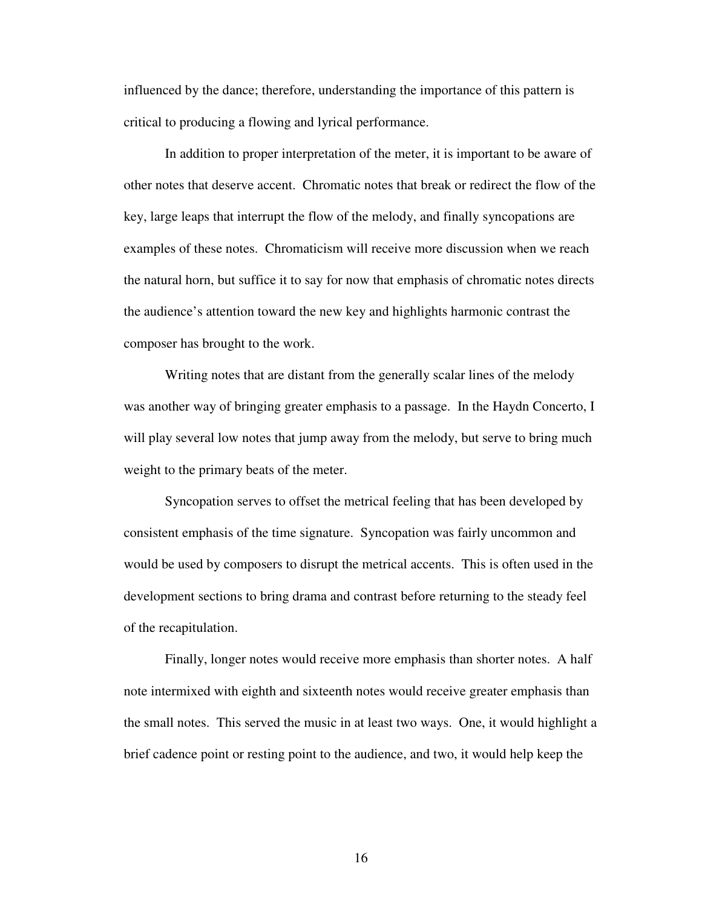influenced by the dance; therefore, understanding the importance of this pattern is critical to producing a flowing and lyrical performance.

In addition to proper interpretation of the meter, it is important to be aware of other notes that deserve accent. Chromatic notes that break or redirect the flow of the key, large leaps that interrupt the flow of the melody, and finally syncopations are examples of these notes. Chromaticism will receive more discussion when we reach the natural horn, but suffice it to say for now that emphasis of chromatic notes directs the audience's attention toward the new key and highlights harmonic contrast the composer has brought to the work.

Writing notes that are distant from the generally scalar lines of the melody was another way of bringing greater emphasis to a passage. In the Haydn Concerto, I will play several low notes that jump away from the melody, but serve to bring much weight to the primary beats of the meter.

Syncopation serves to offset the metrical feeling that has been developed by consistent emphasis of the time signature. Syncopation was fairly uncommon and would be used by composers to disrupt the metrical accents. This is often used in the development sections to bring drama and contrast before returning to the steady feel of the recapitulation.

Finally, longer notes would receive more emphasis than shorter notes. A half note intermixed with eighth and sixteenth notes would receive greater emphasis than the small notes. This served the music in at least two ways. One, it would highlight a brief cadence point or resting point to the audience, and two, it would help keep the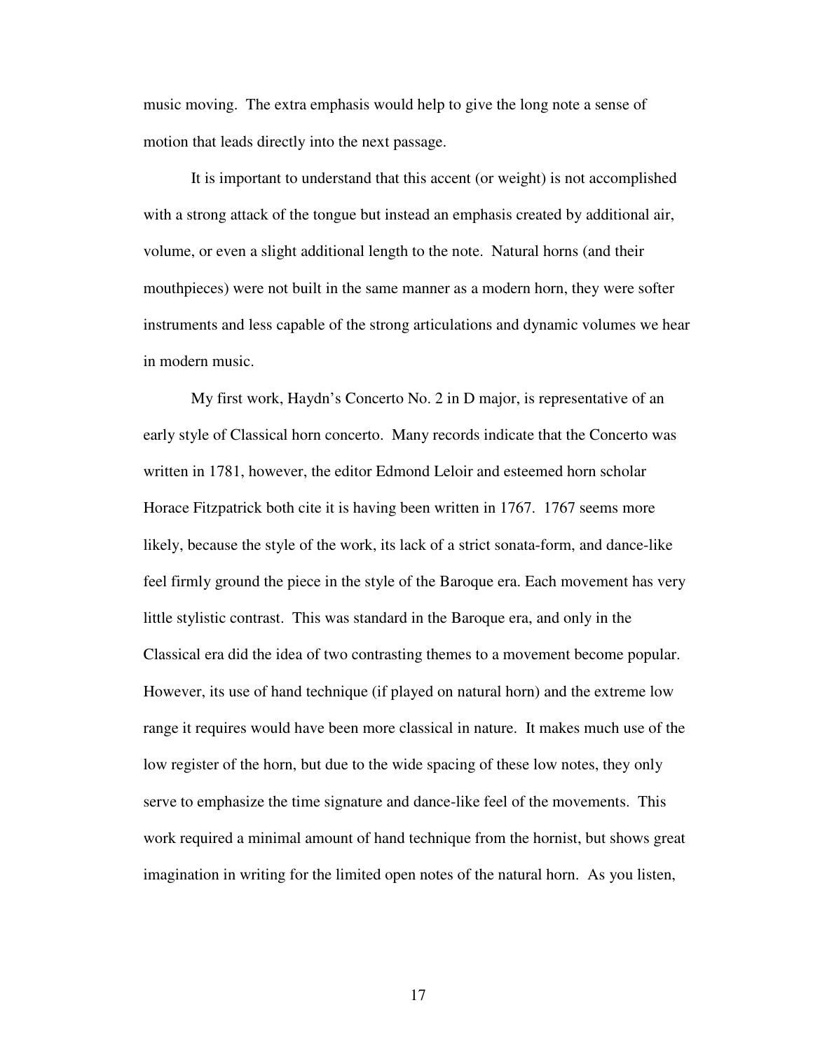music moving. The extra emphasis would help to give the long note a sense of motion that leads directly into the next passage.

It is important to understand that this accent (or weight) is not accomplished with a strong attack of the tongue but instead an emphasis created by additional air, volume, or even a slight additional length to the note. Natural horns (and their mouthpieces) were not built in the same manner as a modern horn, they were softer instruments and less capable of the strong articulations and dynamic volumes we hear in modern music.

My first work, Haydn's Concerto No. 2 in D major, is representative of an early style of Classical horn concerto. Many records indicate that the Concerto was written in 1781, however, the editor Edmond Leloir and esteemed horn scholar Horace Fitzpatrick both cite it is having been written in 1767. 1767 seems more likely, because the style of the work, its lack of a strict sonata-form, and dance-like feel firmly ground the piece in the style of the Baroque era. Each movement has very little stylistic contrast. This was standard in the Baroque era, and only in the Classical era did the idea of two contrasting themes to a movement become popular. However, its use of hand technique (if played on natural horn) and the extreme low range it requires would have been more classical in nature. It makes much use of the low register of the horn, but due to the wide spacing of these low notes, they only serve to emphasize the time signature and dance-like feel of the movements. This work required a minimal amount of hand technique from the hornist, but shows great imagination in writing for the limited open notes of the natural horn. As you listen,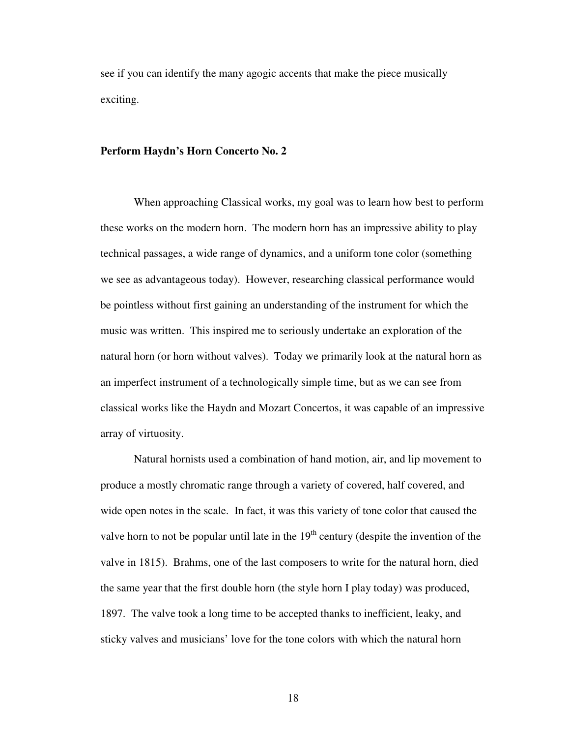see if you can identify the many agogic accents that make the piece musically exciting.

### Perform Haydn's Horn Concerto No. 2

When approaching Classical works, my goal was to learn how best to perform these works on the modern horn. The modern horn has an impressive ability to play technical passages, a wide range of dynamics, and a uniform tone color (something we see as advantageous today). However, researching classical performance would be pointless without first gaining an understanding of the instrument for which the music was written. This inspired me to seriously undertake an exploration of the natural horn (or horn without valves). Today we primarily look at the natural horn as an imperfect instrument of a technologically simple time, but as we can see from classical works like the Haydn and Mozart Concertos, it was capable of an impressive array of virtuosity.

Natural hornists used a combination of hand motion, air, and lip movement to produce a mostly chromatic range through a variety of covered, half covered, and wide open notes in the scale. In fact, it was this variety of tone color that caused the valve horn to not be popular until late in the 19th century (despite the invention of the valve in 1815). Brahms, one of the last composers to write for the natural horn, died the same year that the first double horn (the style horn I play today) was produced, 1897. The valve took a long time to be accepted thanks to inefficient, leaky, and sticky valves and musicians' love for the tone colors with which the natural horn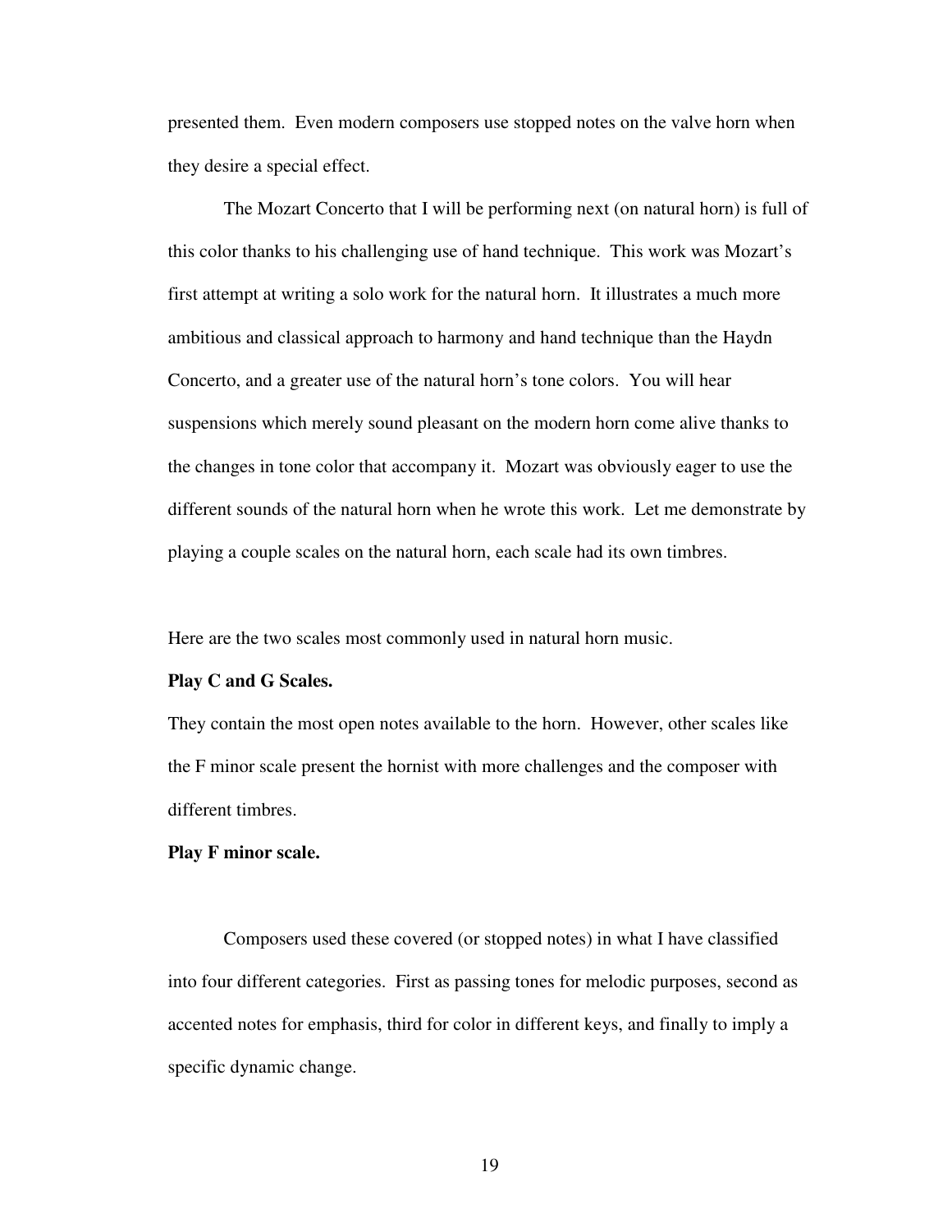presented them. Even modern composers use stopped notes on the valve horn when they desire a special effect.

The Mozart Concerto that I will be performing next (on natural horn) is full of this color thanks to his challenging use of hand technique. This work was Mozart's first attempt at writing a solo work for the natural horn. It illustrates a much more ambitious and classical approach to harmony and hand technique than the Haydn Concerto, and a greater use of the natural horn's tone colors. You will hear suspensions which merely sound pleasant on the modern horn come alive thanks to the changes in tone color that accompany it. Mozart was obviously eager to use the different sounds of the natural horn when he wrote this work. Let me demonstrate by playing a couple scales on the natural horn, each scale had its own timbres.

Here are the two scales most commonly used in natural horn music.

**Play C and G Scales.**

They contain the most open notes available to the horn. However, other scales like the F minor scale present the hornist with more challenges and the composer with different timbres.

**Play F minor scale.**

Composers used these covered (or stopped notes) in what I have classified into four different categories. First as passing tones for melodic purposes, second as accented notes for emphasis, third for color in different keys, and finally to imply a specific dynamic change.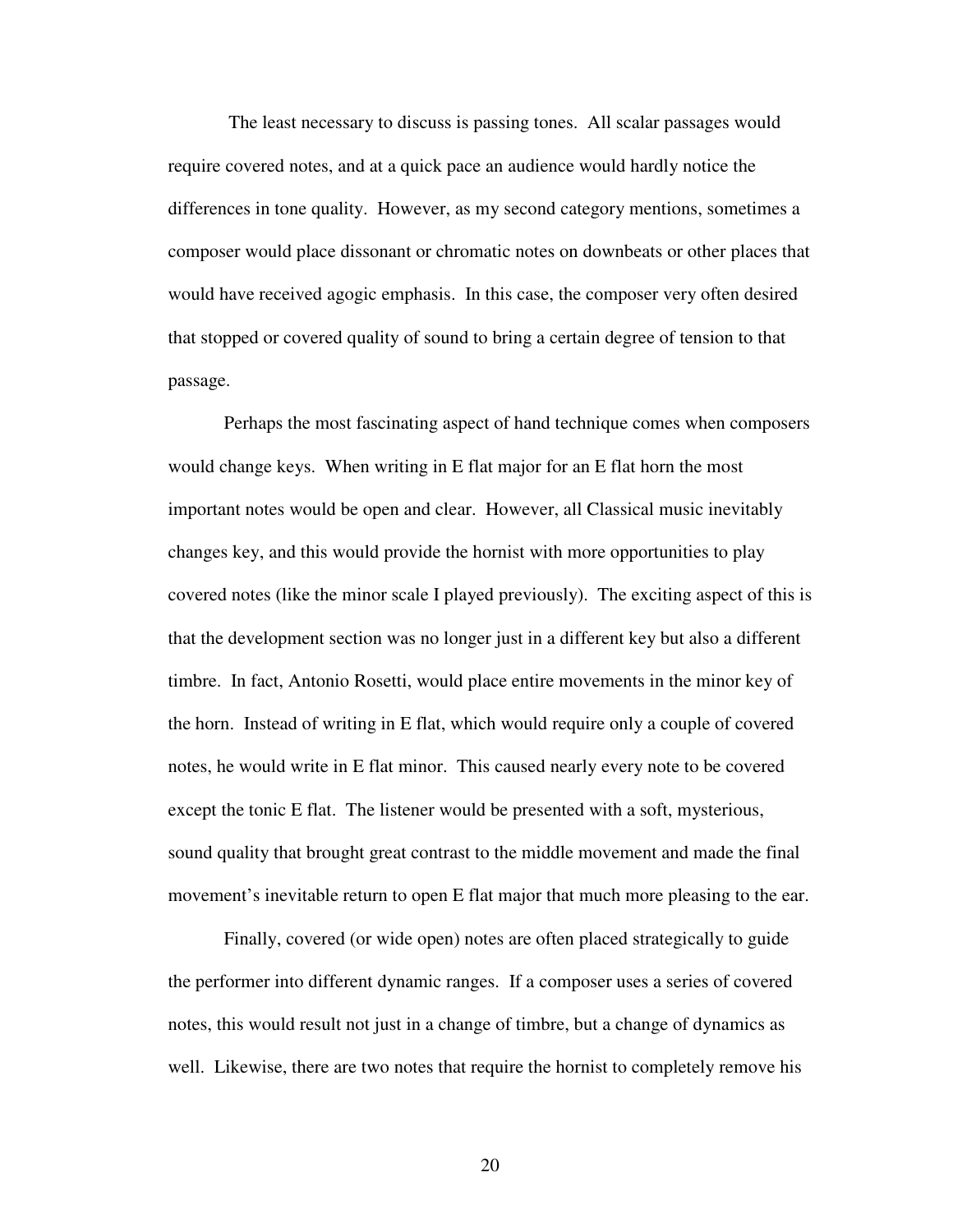The least necessary to discuss is passing tones. All scalar passages would require covered notes, and at a quick pace an audience would hardly notice the differences in tone quality. However, as my second category mentions, sometimes a composer would place dissonant or chromatic notes on downbeats or other places that would have received agogic emphasis. In this case, the composer very often desired that stopped or covered quality of sound to bring a certain degree of tension to that passage.

Perhaps the most fascinating aspect of hand technique comes when composers would change keys. When writing in E flat major for an E flat horn the most important notes would be open and clear. However, all Classical music inevitably changes key, and this would provide the hornist with more opportunities to play covered notes (like the minor scale I played previously). The exciting aspect of this is that the development section was no longer just in a different key but also a different timbre. In fact, Antonio Rosetti, would place entire movements in the minor key of the horn. Instead of writing in E flat, which would require only a couple of covered notes, he would write in E flat minor. This caused nearly every note to be covered except the tonic E flat. The listener would be presented with a soft, mysterious, sound quality that brought great contrast to the middle movement and made the final movement's inevitable return to open E flat major that much more pleasing to the ear.

Finally, covered (or wide open) notes are often placed strategically to guide the performer into different dynamic ranges. If a composer uses a series of covered notes, this would result not just in a change of timbre, but a change of dynamics as well. Likewise, there are two notes that require the hornist to completely remove his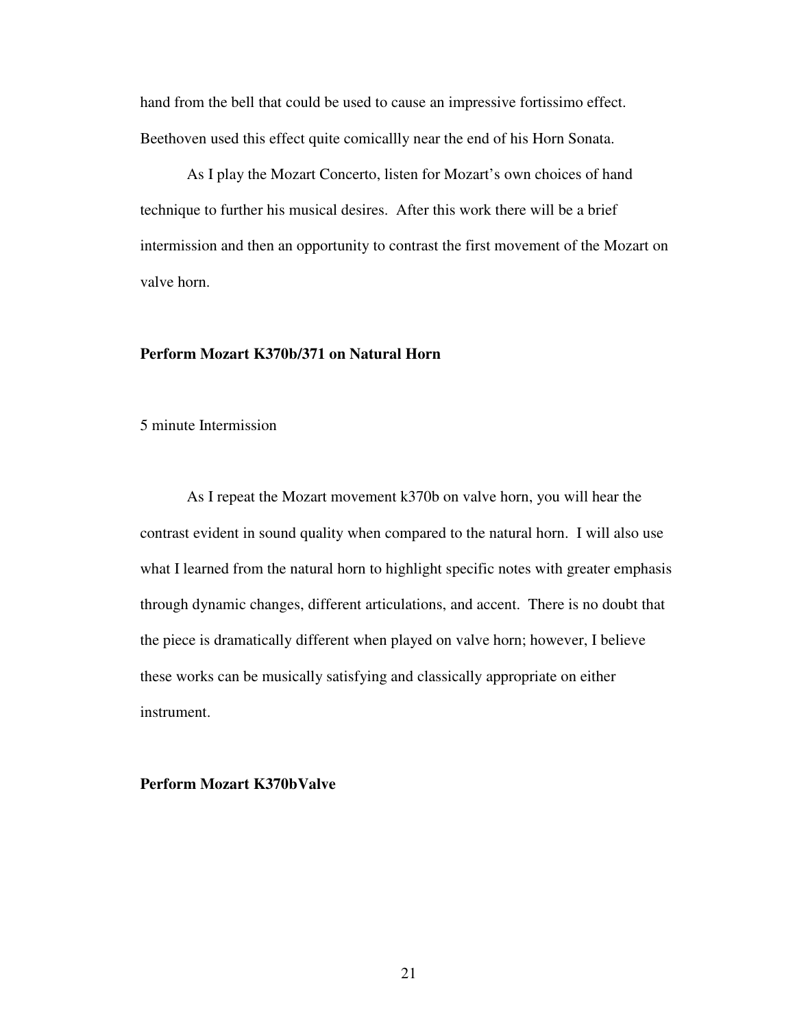hand from the bell that could be used to cause an impressive fortissimo effect. Beethoven used this effect quite comicallly near the end of his Horn Sonata.

As I play the Mozart Concerto, listen for Mozart's own choices of hand technique to further his musical desires. After this work there will be a brief intermission and then an opportunity to contrast the first movement of the Mozart on valve horn.

**Perform Mozart K370b/371 on Natural Horn**

5 minute Intermission

As I repeat the Mozart movement k370b on valve horn, you will hear the contrast evident in sound quality when compared to the natural horn. I will also use what I learned from the natural horn to highlight specific notes with greater emphasis through dynamic changes, different articulations, and accent. There is no doubt that the piece is dramatically different when played on valve horn; however, I believe these works can be musically satisfying and classically appropriate on either instrument.

**Perform Mozart K370bValve**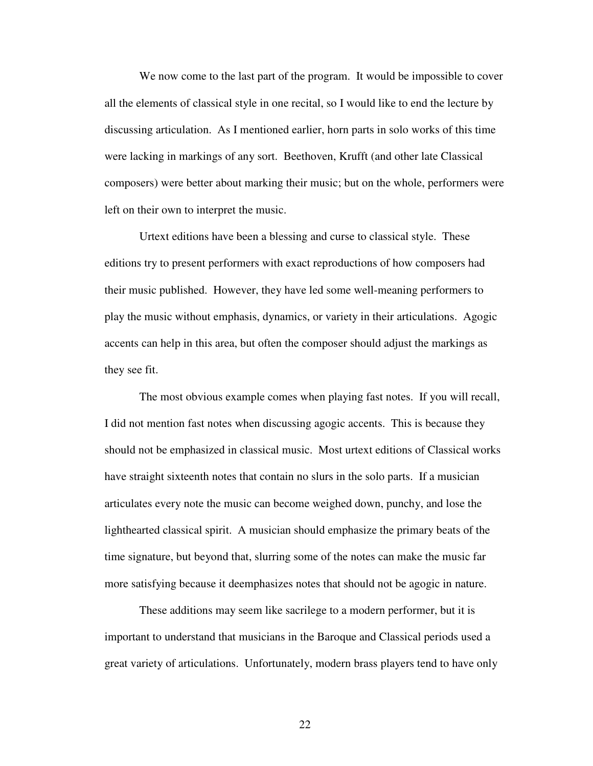We now come to the last part of the program. It would be impossible to cover all the elements of classical style in one recital, so I would like to end the lecture by discussing articulation. As I mentioned earlier, horn parts in solo works of this time were lacking in markings of any sort. Beethoven, Krufft (and other late Classical composers) were better about marking their music; but on the whole, performers were left on their own to interpret the music.

Urtext editions have been a blessing and curse to classical style. These editions try to present performers with exact reproductions of how composers had their music published. However, they have led some well-meaning performers to play the music without emphasis, dynamics, or variety in their articulations. Agogic accents can help in this area, but often the composer should adjust the markings as they see fit.

The most obvious example comes when playing fast notes. If you will recall, I did not mention fast notes when discussing agogic accents. This is because they should not be emphasized in classical music. Most urtext editions of Classical works have straight sixteenth notes that contain no slurs in the solo parts. If a musician articulates every note the music can become weighed down, punchy, and lose the lighthearted classical spirit. A musician should emphasize the primary beats of the time signature, but beyond that, slurring some of the notes can make the music far more satisfying because it deemphasizes notes that should not be agogic in nature.

These additions may seem like sacrilege to a modern performer, but it is important to understand that musicians in the Baroque and Classical periods used a great variety of articulations. Unfortunately, modern brass players tend to have only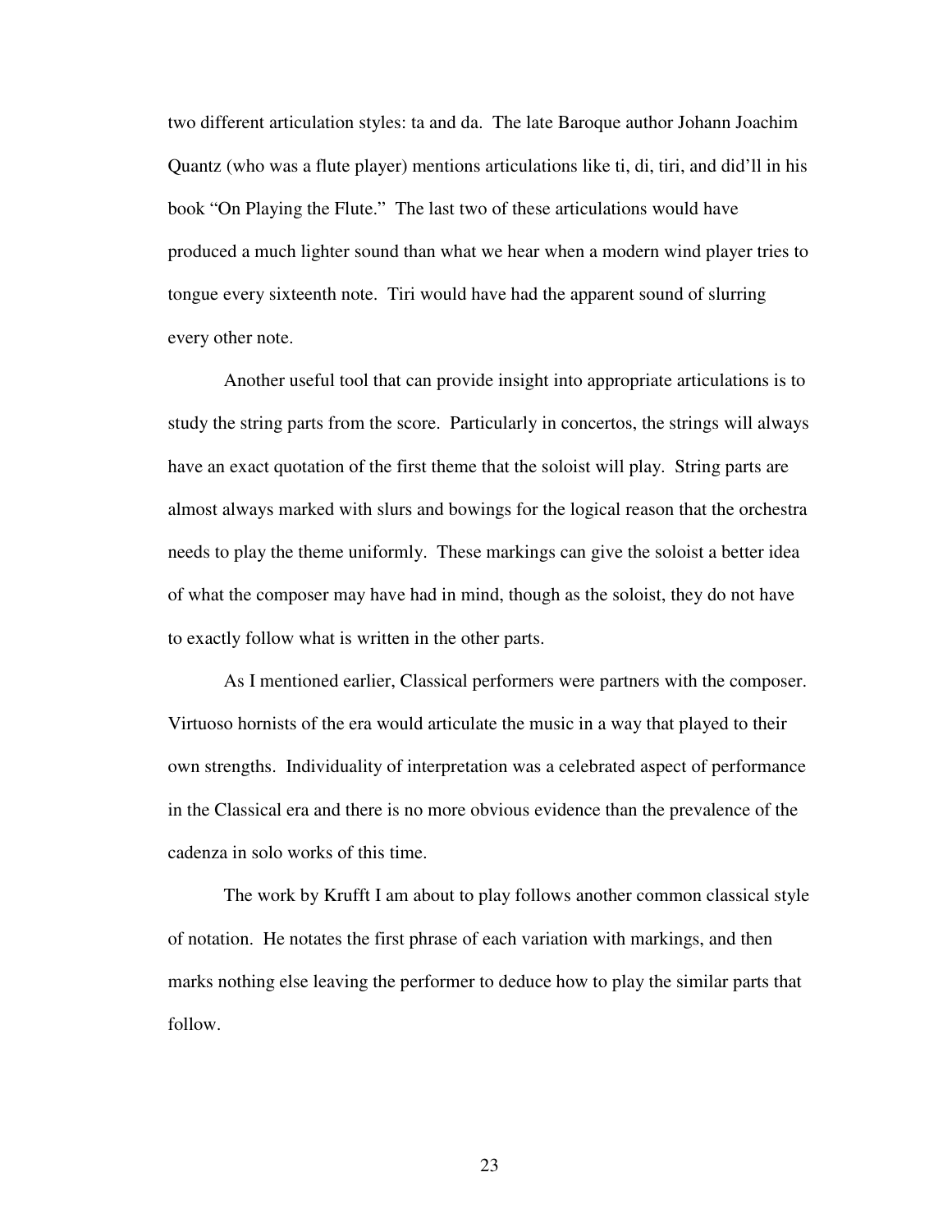two different articulation styles: ta and da. The late Baroque author Johann Joachim Quantz (who was a flute player) mentions articulations like ti, di, tiri, and did'll in his book "On Playing the Flute." The last two of these articulations would have produced a much lighter sound than what we hear when a modern wind player tries to tongue every sixteenth note. Tiri would have had the apparent sound of slurring every other note.

Another useful tool that can provide insight into appropriate articulations is to study the string parts from the score. Particularly in concertos, the strings will always have an exact quotation of the first theme that the soloist will play. String parts are almost always marked with slurs and bowings for the logical reason that the orchestra needs to play the theme uniformly. These markings can give the soloist a better idea of what the composer may have had in mind, though as the soloist, they do not have to exactly follow what is written in the other parts.

As I mentioned earlier, Classical performers were partners with the composer. Virtuoso hornists of the era would articulate the music in a way that played to their own strengths. Individuality of interpretation was a celebrated aspect of performance in the Classical era and there is no more obvious evidence than the prevalence of the cadenza in solo works of this time.

The work by Krufft I am about to play follows another common classical style of notation. He notates the first phrase of each variation with markings, and then marks nothing else leaving the performer to deduce how to play the similar parts that follow.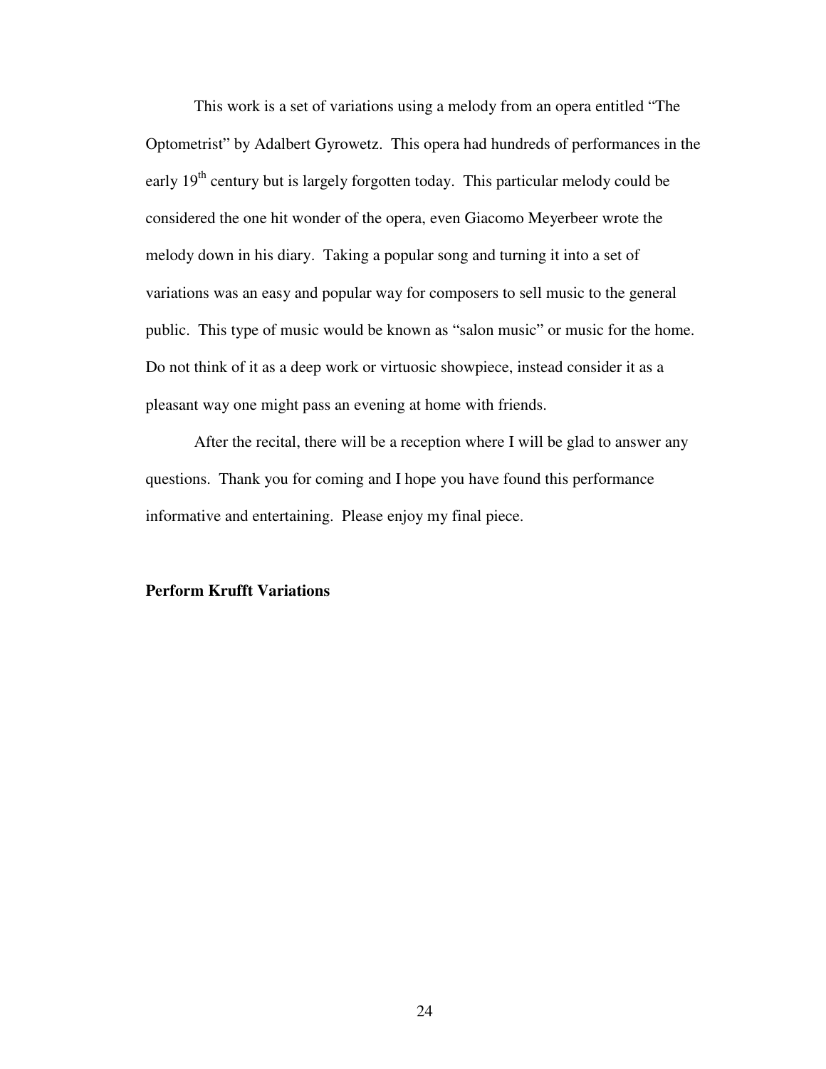This work is a set of variations using a melody from an opera entitled "The Optometrist" by Adalbert Gyrowetz. This opera had hundreds of performances in the early 19th century but is largely forgotten today. This particular melody could be considered the one hit wonder of the opera, even Giacomo Meyerbeer wrote the melody down in his diary. Taking a popular song and turning it into a set of variations was an easy and popular way for composers to sell music to the general public. This type of music would be known as "salon music" or music for the home. Do not think of it as a deep work or virtuosic showpiece, instead consider it as a pleasant way one might pass an evening at home with friends.

After the recital, there will be a reception where I will be glad to answer any questions. Thank you for coming and I hope you have found this performance informative and entertaining. Please enjoy my final piece.

**Perform Krufft Variations**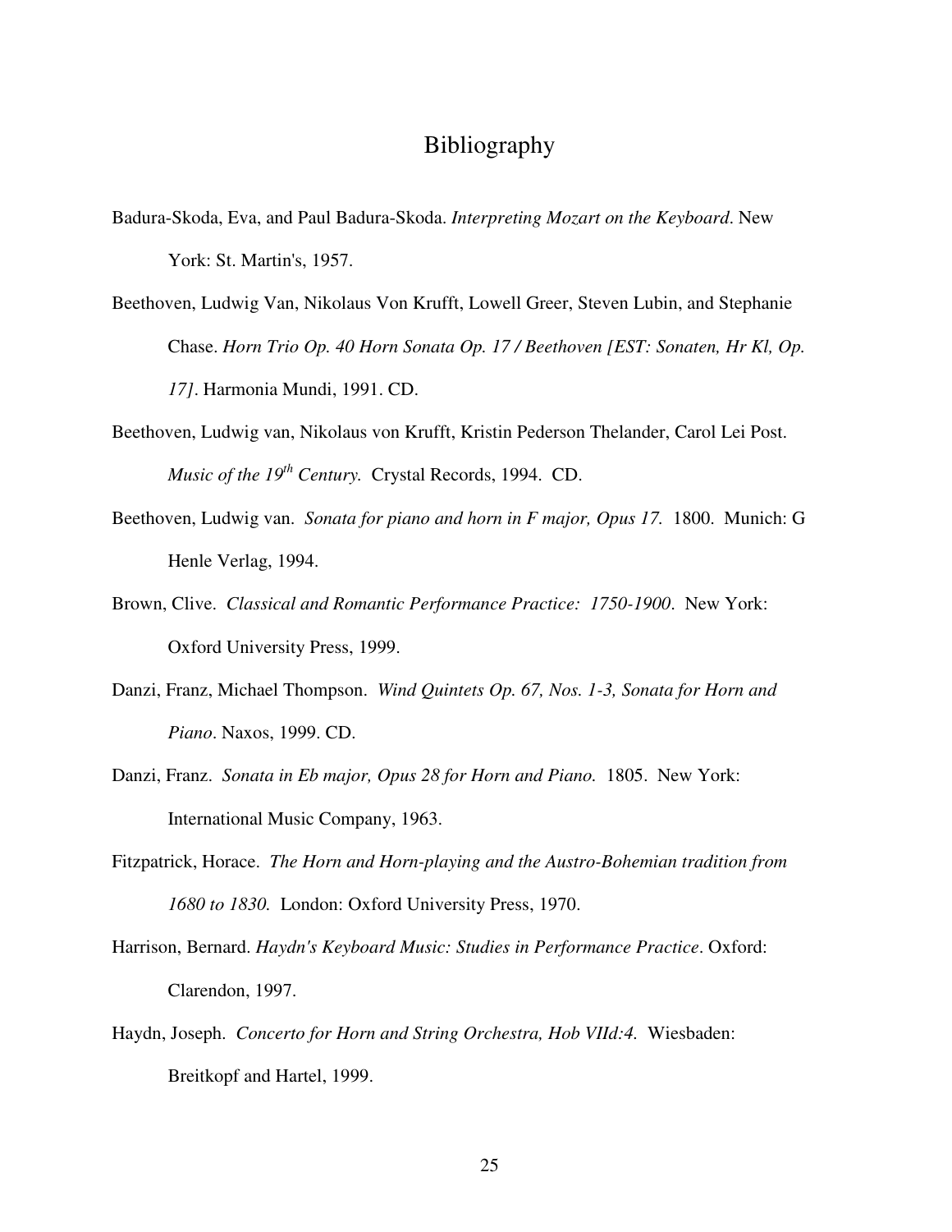# Bibliography

Badura-Skoda, Eva, and Paul Badura-Skoda. *Interpreting Mozart on the Keyboard*. New York: St. Martin's, 1957.

Beethoven, Ludwig Van, Nikolaus Von Krufft, Lowell Greer, Steven Lubin, and Stephanie Chase. *Horn Trio Op. 40 Horn Sonata Op. 17 / Beethoven [EST: Sonaten, Hr Kl, Op. 17]*. Harmonia Mundi, 1991. CD.

Beethoven, Ludwig van, Nikolaus von Krufft, Kristin Pederson Thelander, Carol Lei Post. *Music of the 19th Century.* Crystal Records, 1994. CD.

Beethoven, Ludwig van. *Sonata for piano and horn in F major, Opus 17.* 1800. Munich: G Henle Verlag, 1994.

Brown, Clive. *Classical and Romantic Performance Practice: 1750-1900*. New York: Oxford University Press, 1999.

Danzi, Franz, Michael Thompson. *Wind Quintets Op. 67, Nos. 1-3, Sonata for Horn and Piano*. Naxos, 1999. CD.

Danzi, Franz. *Sonata in Eb major, Opus 28 for Horn and Piano.* 1805. New York: International Music Company, 1963.

Fitzpatrick, Horace. *The Horn and Horn-playing and the Austro-Bohemian tradition from 1680 to 1830.* London: Oxford University Press, 1970.

Harrison, Bernard. *Haydn's Keyboard Music: Studies in Performance Practice*. Oxford: Clarendon, 1997.

Haydn, Joseph. *Concerto for Horn and String Orchestra, Hob VIId:4.* Wiesbaden: Breitkopf and Hartel, 1999.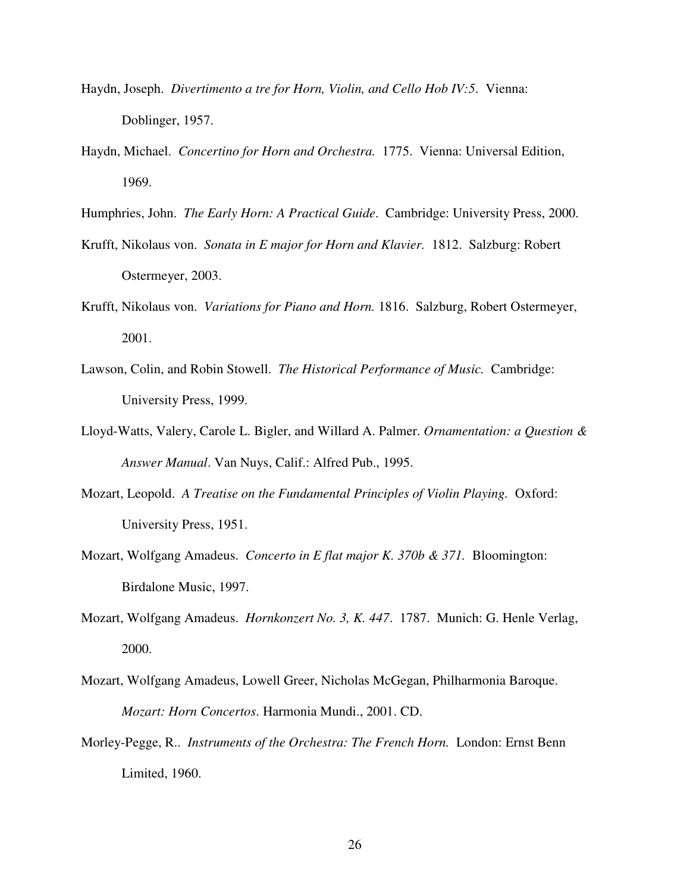Haydn, Joseph. *Divertimento a tre for Horn, Violin, and Cello Hob IV:5*. Vienna: Doblinger, 1957.

Haydn, Michael. *Concertino for Horn and Orchestra.* 1775. Vienna: Universal Edition, 1969.

Humphries, John. *The Early Horn: A Practical Guide*. Cambridge: University Press, 2000.

Krufft, Nikolaus von. *Sonata in E major for Horn and Klavier.* 1812. Salzburg: Robert Ostermeyer, 2003.

Krufft, Nikolaus von. *Variations for Piano and Horn.* 1816. Salzburg, Robert Ostermeyer, 2001.

Lawson, Colin, and Robin Stowell. *The Historical Performance of Music.* Cambridge: University Press, 1999.

Lloyd-Watts, Valery, Carole L. Bigler, and Willard A. Palmer. *Ornamentation: a Question & Answer Manual*. Van Nuys, Calif.: Alfred Pub., 1995.

Mozart, Leopold. *A Treatise on the Fundamental Principles of Violin Playing.* Oxford: University Press, 1951.

Mozart, Wolfgang Amadeus. *Concerto in E flat major K. 370b & 371.* Bloomington: Birdalone Music, 1997.

Mozart, Wolfgang Amadeus. *Hornkonzert No. 3, K. 447*. 1787. Munich: G. Henle Verlag, 2000.

Mozart, Wolfgang Amadeus, Lowell Greer, Nicholas McGegan, Philharmonia Baroque. *Mozart: Horn Concertos*. Harmonia Mundi., 2001. CD.

Morley-Pegge, R.. *Instruments of the Orchestra: The French Horn.* London: Ernst Benn Limited, 1960.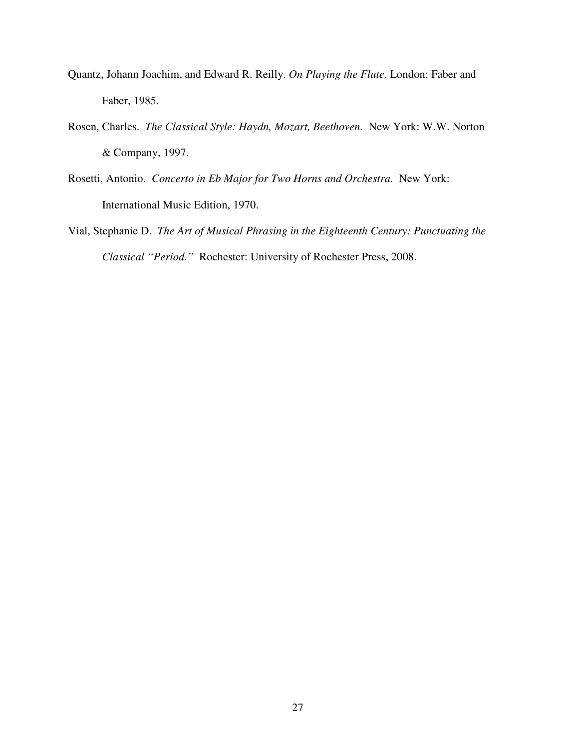Quantz, Johann Joachim, and Edward R. Reilly. *On Playing the Flute*. London: Faber and Faber, 1985.

Rosen, Charles. *The Classical Style: Haydn, Mozart, Beethoven.* New York: W.W. Norton & Company, 1997.

Rosetti, Antonio. *Concerto in Eb Major for Two Horns and Orchestra.* New York: International Music Edition, 1970.

Vial, Stephanie D. *The Art of Musical Phrasing in the Eighteenth Century: Punctuating the Classical "Period."* Rochester: University of Rochester Press, 2008.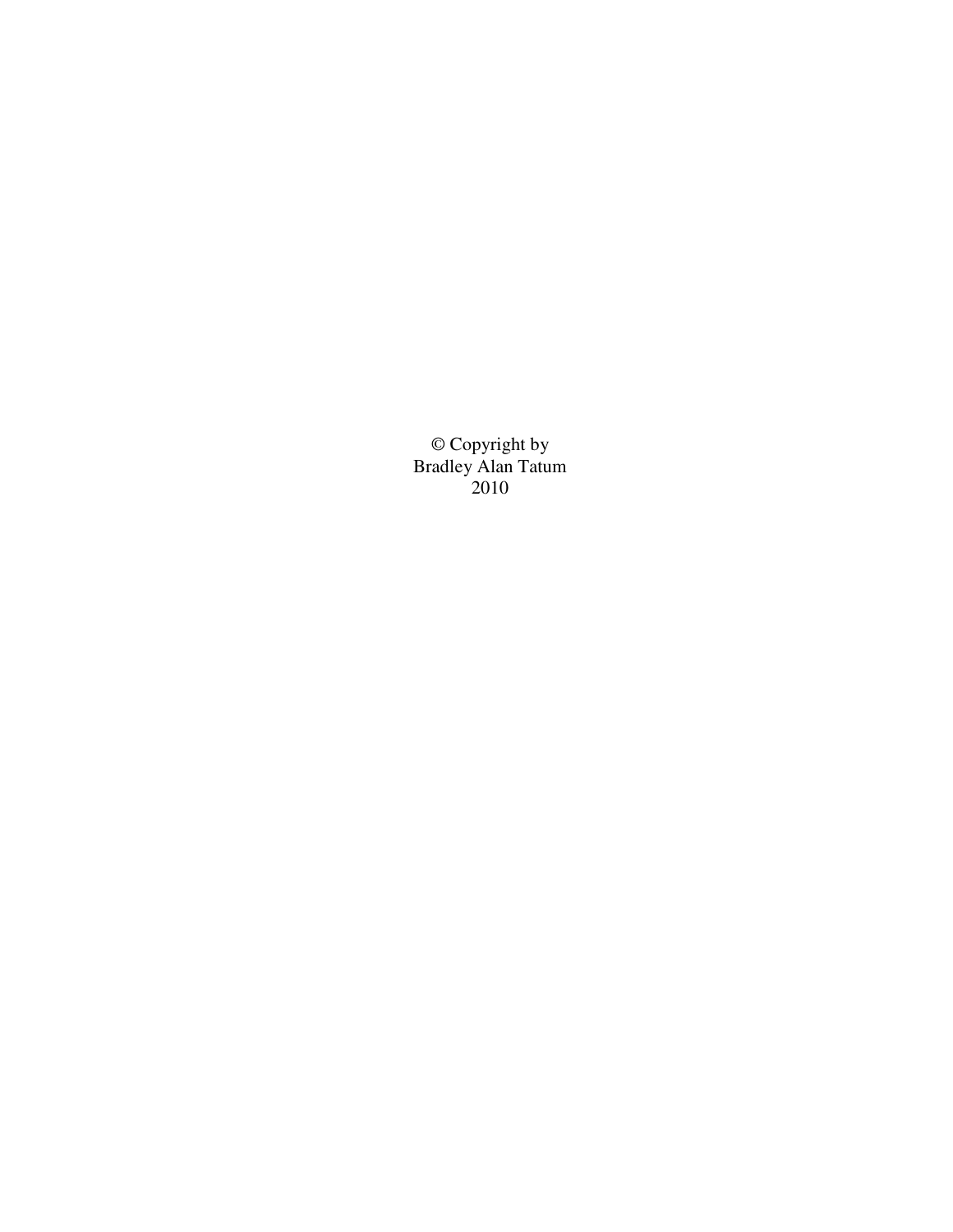© Copyright by
Bradley Alan Tatum
2010